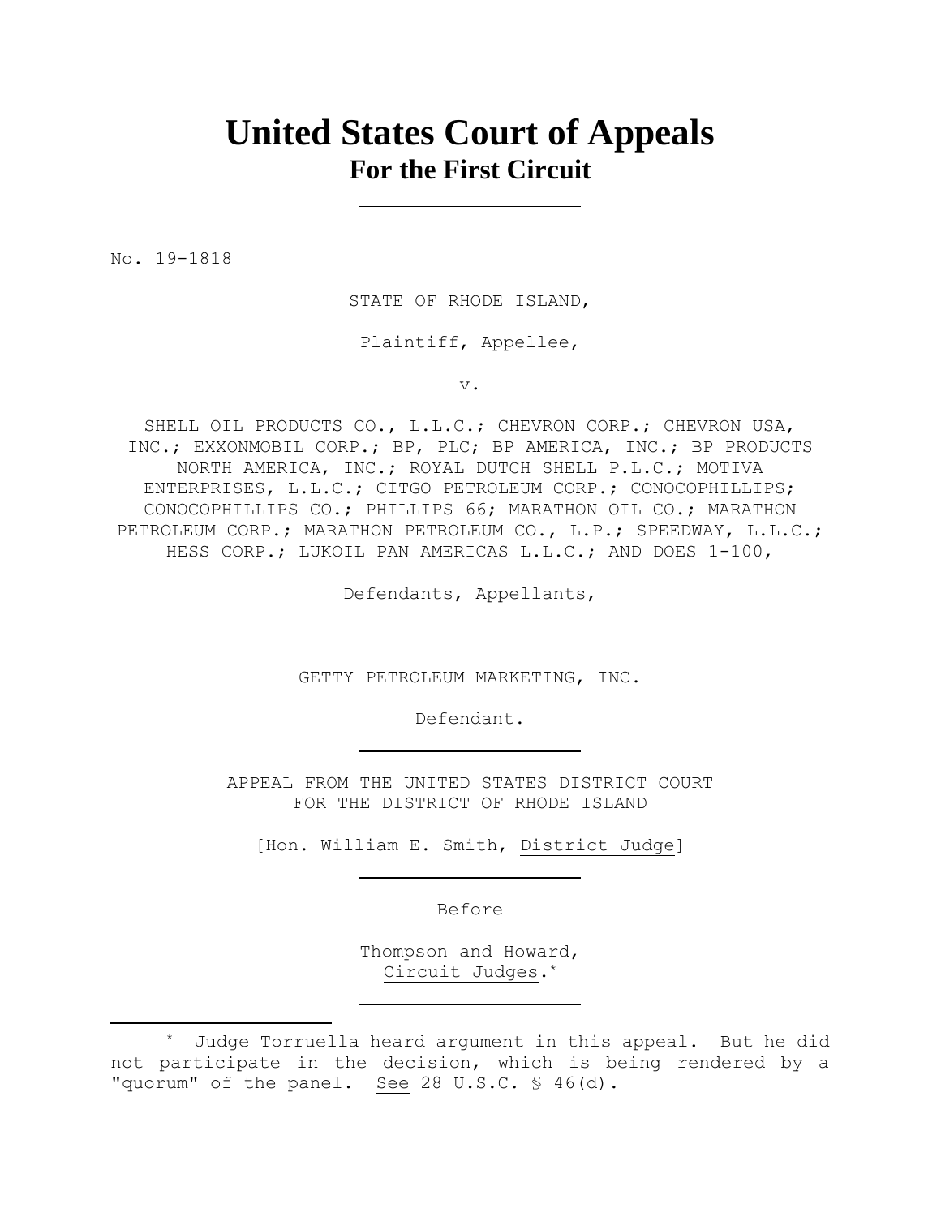# United States Court of Appeals
## For the First Circuit

---

No. 19-1818

STATE OF RHODE ISLAND,

Plaintiff, Appellee,

v.

SHELL OIL PRODUCTS CO., L.L.C.; CHEVRON CORP.; CHEVRON USA, INC.; EXXONMOBIL CORP.; BP, PLC; BP AMERICA, INC.; BP PRODUCTS NORTH AMERICA, INC.; ROYAL DUTCH SHELL P.L.C.; MOTIVA ENTERPRISES, L.L.C.; CITGO PETROLEUM CORP.; CONOCOPHILLIPS; CONOCOPHILLIPS CO.; PHILLIPS 66; MARATHON OIL CO.; MARATHON PETROLEUM CORP.; MARATHON PETROLEUM CO., L.P.; SPEEDWAY, L.L.C.; HESS CORP.; LUKOIL PAN AMERICAS L.L.C.; AND DOES 1-100,

Defendants, Appellants,

GETTY PETROLEUM MARKETING, INC.

Defendant.

---

APPEAL FROM THE UNITED STATES DISTRICT COURT
FOR THE DISTRICT OF RHODE ISLAND

[Hon. William E. Smith, District Judge]

---

Before

Thompson and Howard,
Circuit Judges.*

---

\* Judge Torruella heard argument in this appeal. But he did not participate in the decision, which is being rendered by a "quorum" of the panel. See 28 U.S.C. § 46(d).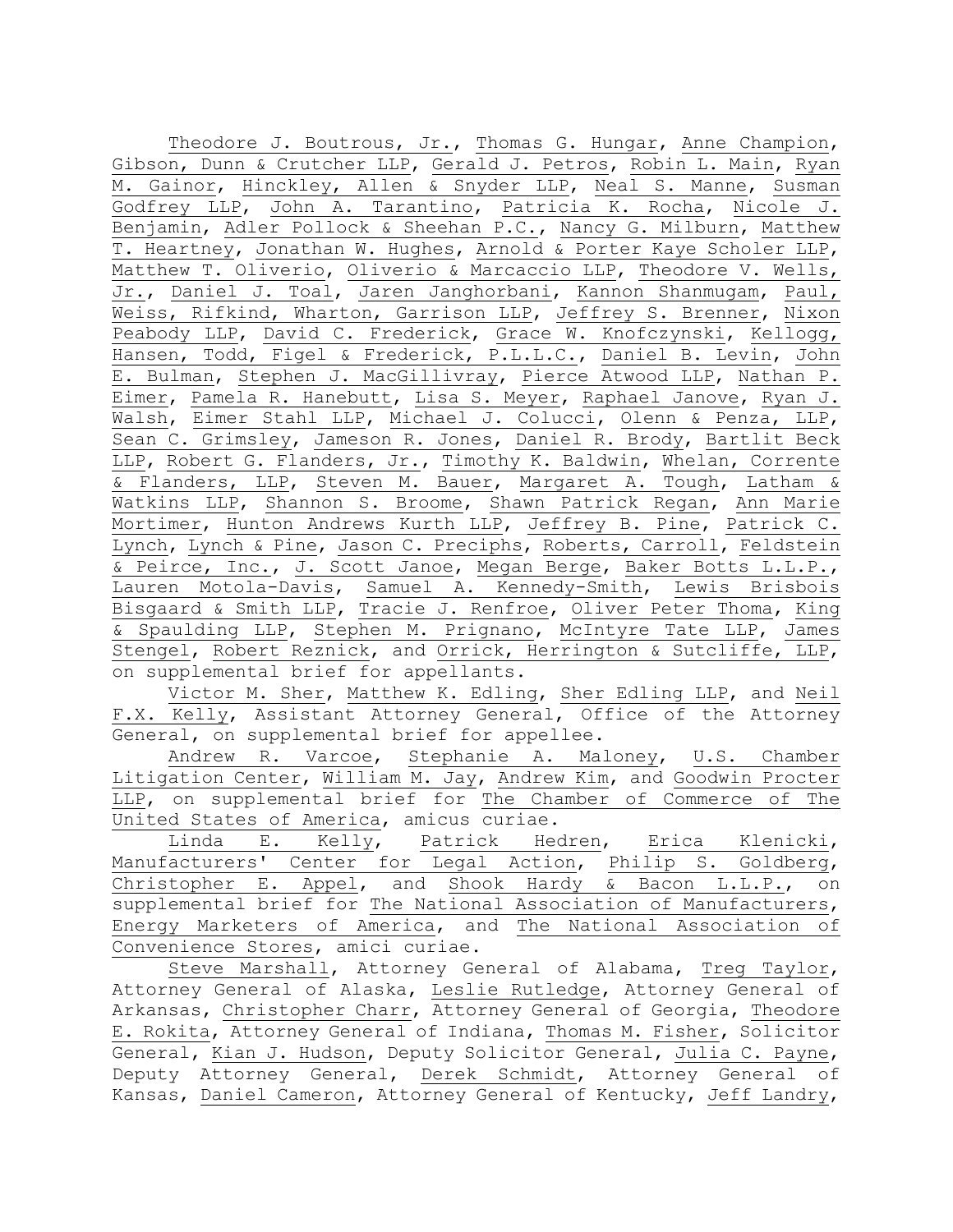Theodore J. Boutrous, Jr., Thomas G. Hungar, Anne Champion, Gibson, Dunn & Crutcher LLP, Gerald J. Petros, Robin L. Main, Ryan M. Gainor, Hinckley, Allen & Snyder LLP, Neal S. Manne, Susman Godfrey LLP, John A. Tarantino, Patricia K. Rocha, Nicole J. Benjamin, Adler Pollock & Sheehan P.C., Nancy G. Milburn, Matthew T. Heartney, Jonathan W. Hughes, Arnold & Porter Kaye Scholer LLP, Matthew T. Oliverio, Oliverio & Marcaccio LLP, Theodore V. Wells, Jr., Daniel J. Toal, Jaren Janghorbani, Kannon Shanmugam, Paul, Weiss, Rifkind, Wharton, Garrison LLP, Jeffrey S. Brenner, Nixon Peabody LLP, David C. Frederick, Grace W. Knofczynski, Kellogg, Hansen, Todd, Figel & Frederick, P.L.L.C., Daniel B. Levin, John E. Bulman, Stephen J. MacGillivray, Pierce Atwood LLP, Nathan P. Eimer, Pamela R. Hanebutt, Lisa S. Meyer, Raphael Janove, Ryan J. Walsh, Eimer Stahl LLP, Michael J. Colucci, Olenn & Penza, LLP, Sean C. Grimsley, Jameson R. Jones, Daniel R. Brody, Bartlit Beck LLP, Robert G. Flanders, Jr., Timothy K. Baldwin, Whelan, Corrente & Flanders, LLP, Steven M. Bauer, Margaret A. Tough, Latham & Watkins LLP, Shannon S. Broome, Shawn Patrick Regan, Ann Marie Mortimer, Hunton Andrews Kurth LLP, Jeffrey B. Pine, Patrick C. Lynch, Lynch & Pine, Jason C. Preciphs, Roberts, Carroll, Feldstein & Peirce, Inc., J. Scott Janoe, Megan Berge, Baker Botts L.L.P., Lauren Motola-Davis, Samuel A. Kennedy-Smith, Lewis Brisbois Bisgaard & Smith LLP, Tracie J. Renfroe, Oliver Peter Thoma, King & Spaulding LLP, Stephen M. Prignano, McIntyre Tate LLP, James Stengel, Robert Reznick, and Orrick, Herrington & Sutcliffe, LLP, on supplemental brief for appellants.

Victor M. Sher, Matthew K. Edling, Sher Edling LLP, and Neil F.X. Kelly, Assistant Attorney General, Office of the Attorney General, on supplemental brief for appellee.

Andrew R. Varcoe, Stephanie A. Maloney, U.S. Chamber Litigation Center, William M. Jay, Andrew Kim, and Goodwin Procter LLP, on supplemental brief for The Chamber of Commerce of The United States of America, amicus curiae.

Linda E. Kelly, Patrick Hedren, Erica Klenicki, Manufacturers' Center for Legal Action, Philip S. Goldberg, Christopher E. Appel, and Shook Hardy & Bacon L.L.P., on supplemental brief for The National Association of Manufacturers, Energy Marketers of America, and The National Association of Convenience Stores, amici curiae.

Steve Marshall, Attorney General of Alabama, Treg Taylor, Attorney General of Alaska, Leslie Rutledge, Attorney General of Arkansas, Christopher Charr, Attorney General of Georgia, Theodore E. Rokita, Attorney General of Indiana, Thomas M. Fisher, Solicitor General, Kian J. Hudson, Deputy Solicitor General, Julia C. Payne, Deputy Attorney General, Derek Schmidt, Attorney General of Kansas, Daniel Cameron, Attorney General of Kentucky, Jeff Landry,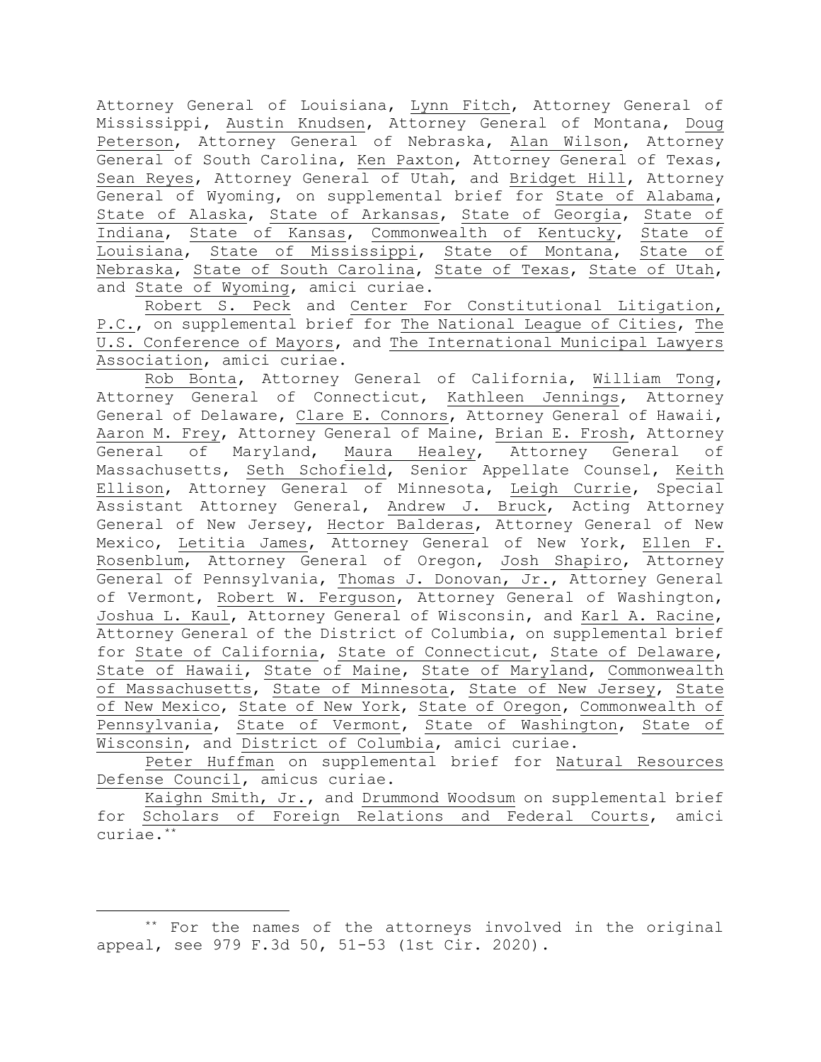Attorney General of Louisiana, Lynn Fitch, Attorney General of Mississippi, Austin Knudsen, Attorney General of Montana, Doug Peterson, Attorney General of Nebraska, Alan Wilson, Attorney General of South Carolina, Ken Paxton, Attorney General of Texas, Sean Reyes, Attorney General of Utah, and Bridget Hill, Attorney General of Wyoming, on supplemental brief for State of Alabama, State of Alaska, State of Arkansas, State of Georgia, State of Indiana, State of Kansas, Commonwealth of Kentucky, State of Louisiana, State of Mississippi, State of Montana, State of Nebraska, State of South Carolina, State of Texas, State of Utah, and State of Wyoming, amici curiae.

Robert S. Peck and Center For Constitutional Litigation, P.C., on supplemental brief for The National League of Cities, The U.S. Conference of Mayors, and The International Municipal Lawyers Association, amici curiae.

Rob Bonta, Attorney General of California, William Tong, Attorney General of Connecticut, Kathleen Jennings, Attorney General of Delaware, Clare E. Connors, Attorney General of Hawaii, Aaron M. Frey, Attorney General of Maine, Brian E. Frosh, Attorney General of Maryland, Maura Healey, Attorney General of Massachusetts, Seth Schofield, Senior Appellate Counsel, Keith Ellison, Attorney General of Minnesota, Leigh Currie, Special Assistant Attorney General, Andrew J. Bruck, Acting Attorney General of New Jersey, Hector Balderas, Attorney General of New Mexico, Letitia James, Attorney General of New York, Ellen F. Rosenblum, Attorney General of Oregon, Josh Shapiro, Attorney General of Pennsylvania, Thomas J. Donovan, Jr., Attorney General of Vermont, Robert W. Ferguson, Attorney General of Washington, Joshua L. Kaul, Attorney General of Wisconsin, and Karl A. Racine, Attorney General of the District of Columbia, on supplemental brief for State of California, State of Connecticut, State of Delaware, State of Hawaii, State of Maine, State of Maryland, Commonwealth of Massachusetts, State of Minnesota, State of New Jersey, State of New Mexico, State of New York, State of Oregon, Commonwealth of Pennsylvania, State of Vermont, State of Washington, State of Wisconsin, and District of Columbia, amici curiae.

Peter Huffman on supplemental brief for Natural Resources Defense Council, amicus curiae.

Kaighn Smith, Jr., and Drummond Woodsum on supplemental brief for Scholars of Foreign Relations and Federal Courts, amici curiae.[**]

---

[**] For the names of the attorneys involved in the original appeal, see 979 F.3d 50, 51-53 (1st Cir. 2020).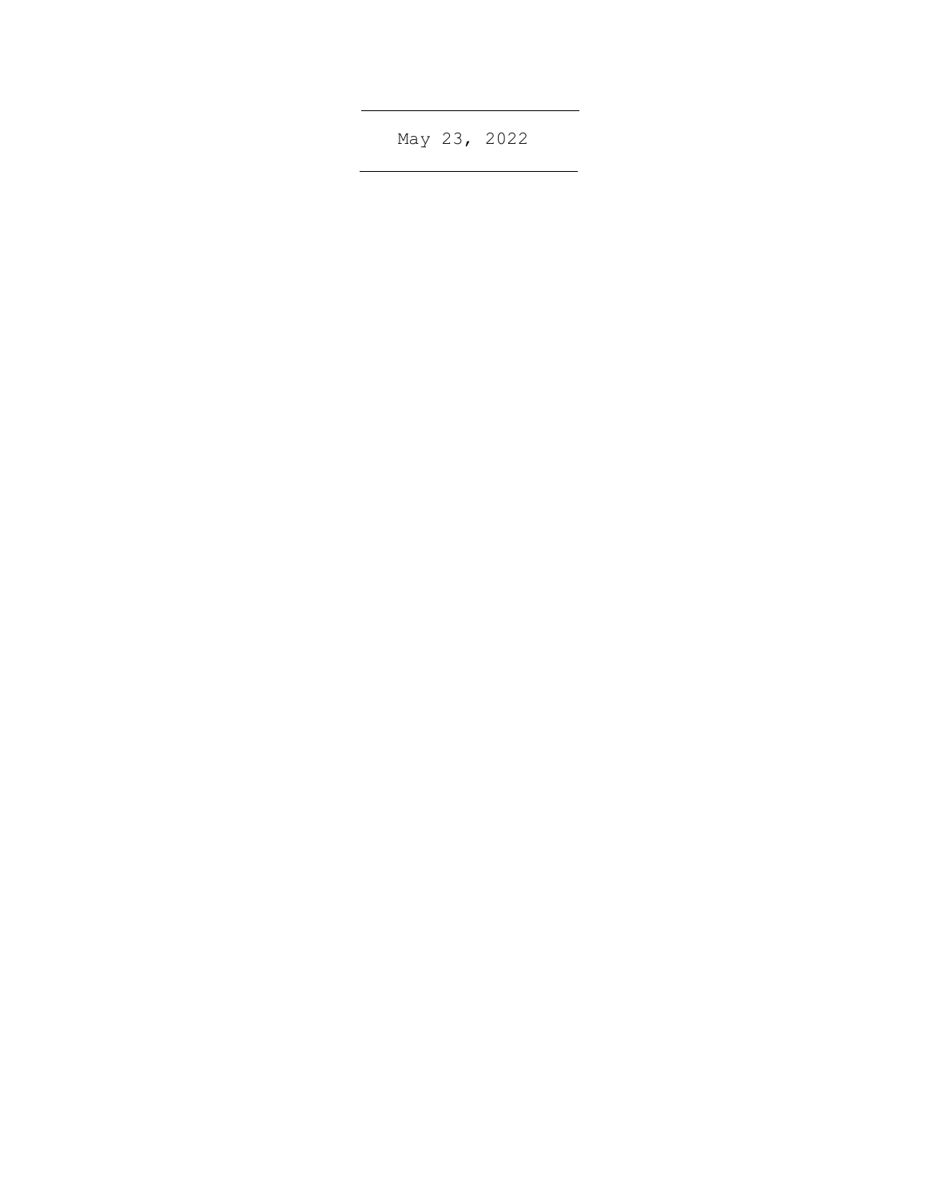May 23, 2022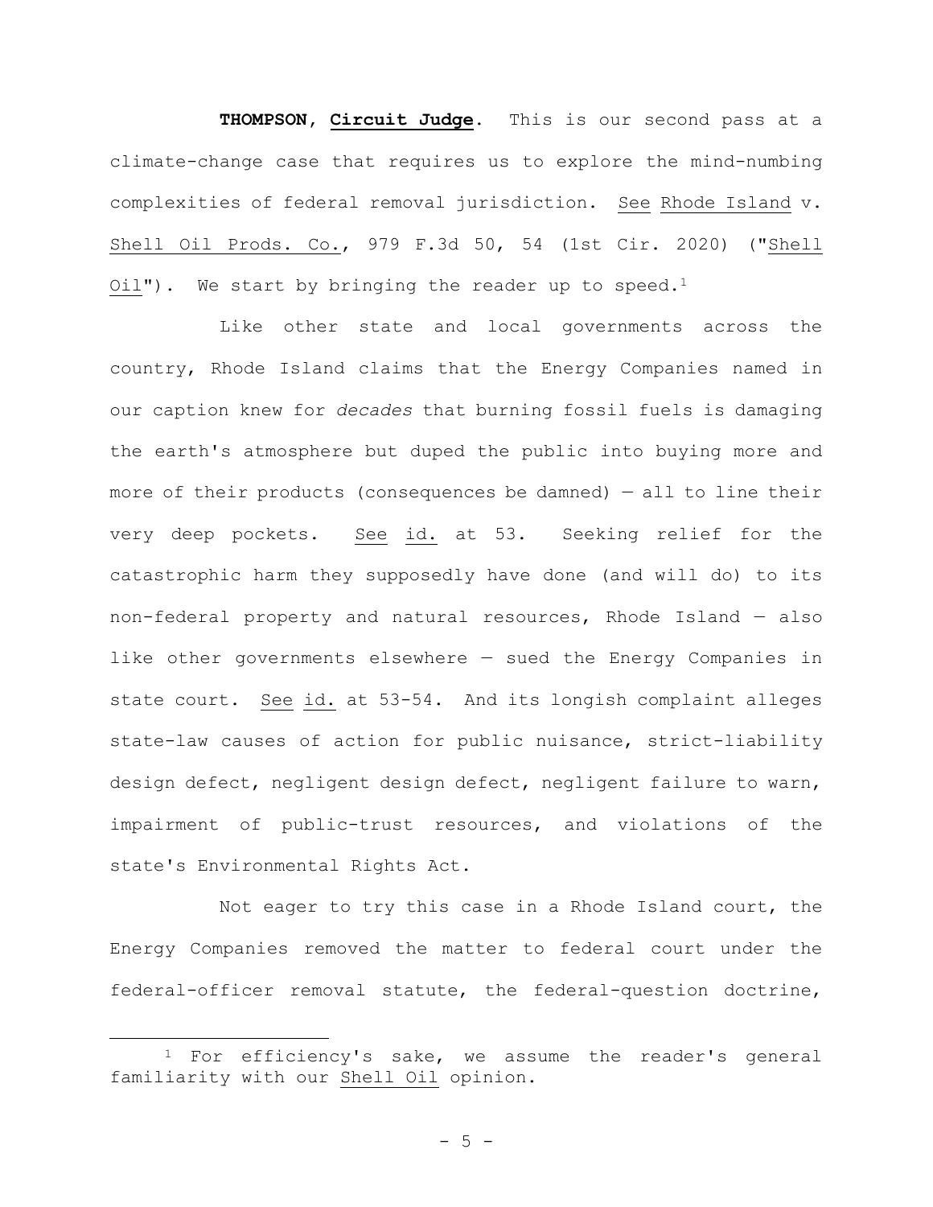**THOMPSON**, **Circuit Judge**. This is our second pass at a climate-change case that requires us to explore the mind-numbing complexities of federal removal jurisdiction. See Rhode Island v. Shell Oil Prods. Co., 979 F.3d 50, 54 (1st Cir. 2020) ("Shell Oil"). We start by bringing the reader up to speed.[1]

Like other state and local governments across the country, Rhode Island claims that the Energy Companies named in our caption knew for *decades* that burning fossil fuels is damaging the earth's atmosphere but duped the public into buying more and more of their products (consequences be damned) — all to line their very deep pockets. See id. at 53. Seeking relief for the catastrophic harm they supposedly have done (and will do) to its non-federal property and natural resources, Rhode Island — also like other governments elsewhere — sued the Energy Companies in state court. See id. at 53-54. And its longish complaint alleges state-law causes of action for public nuisance, strict-liability design defect, negligent design defect, negligent failure to warn, impairment of public-trust resources, and violations of the state's Environmental Rights Act.

Not eager to try this case in a Rhode Island court, the Energy Companies removed the matter to federal court under the federal-officer removal statute, the federal-question doctrine,

[1] For efficiency's sake, we assume the reader's general familiarity with our Shell Oil opinion.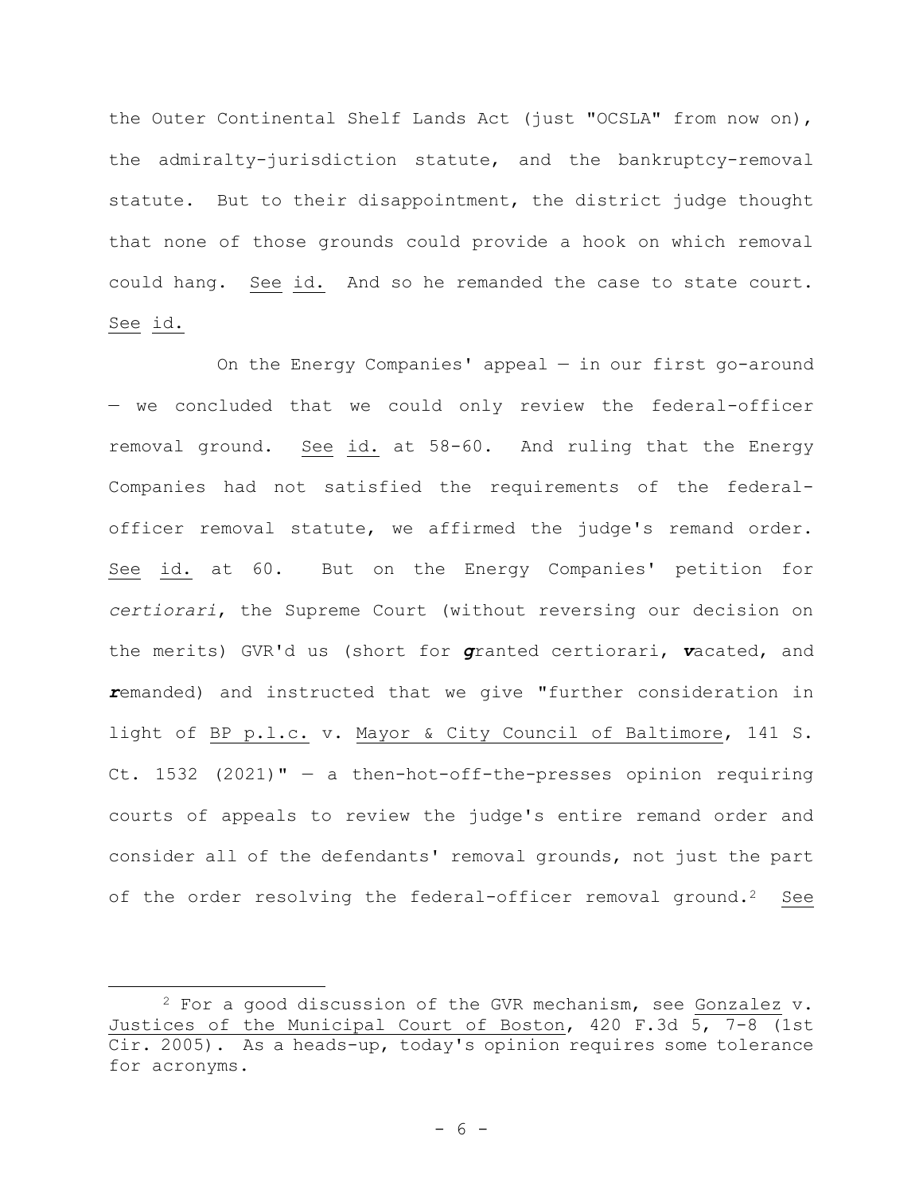the Outer Continental Shelf Lands Act (just "OCSLA" from now on), the admiralty-jurisdiction statute, and the bankruptcy-removal statute. But to their disappointment, the district judge thought that none of those grounds could provide a hook on which removal could hang. See id. And so he remanded the case to state court. See id.

On the Energy Companies' appeal — in our first go-around — we concluded that we could only review the federal-officer removal ground. See id. at 58-60. And ruling that the Energy Companies had not satisfied the requirements of the federal-officer removal statute, we affirmed the judge's remand order. See id. at 60. But on the Energy Companies' petition for *certiorari*, the Supreme Court (without reversing our decision on the merits) GVR'd us (short for ***g***ranted certiorari, ***v***acated, and ***r***emanded) and instructed that we give "further consideration in light of BP p.l.c. v. Mayor & City Council of Baltimore, 141 S. Ct. 1532 (2021)" — a then-hot-off-the-presses opinion requiring courts of appeals to review the judge's entire remand order and consider all of the defendants' removal grounds, not just the part of the order resolving the federal-officer removal ground.[2] See

---

[2] For a good discussion of the GVR mechanism, see Gonzalez v. Justices of the Municipal Court of Boston, 420 F.3d 5, 7-8 (1st Cir. 2005). As a heads-up, today's opinion requires some tolerance for acronyms.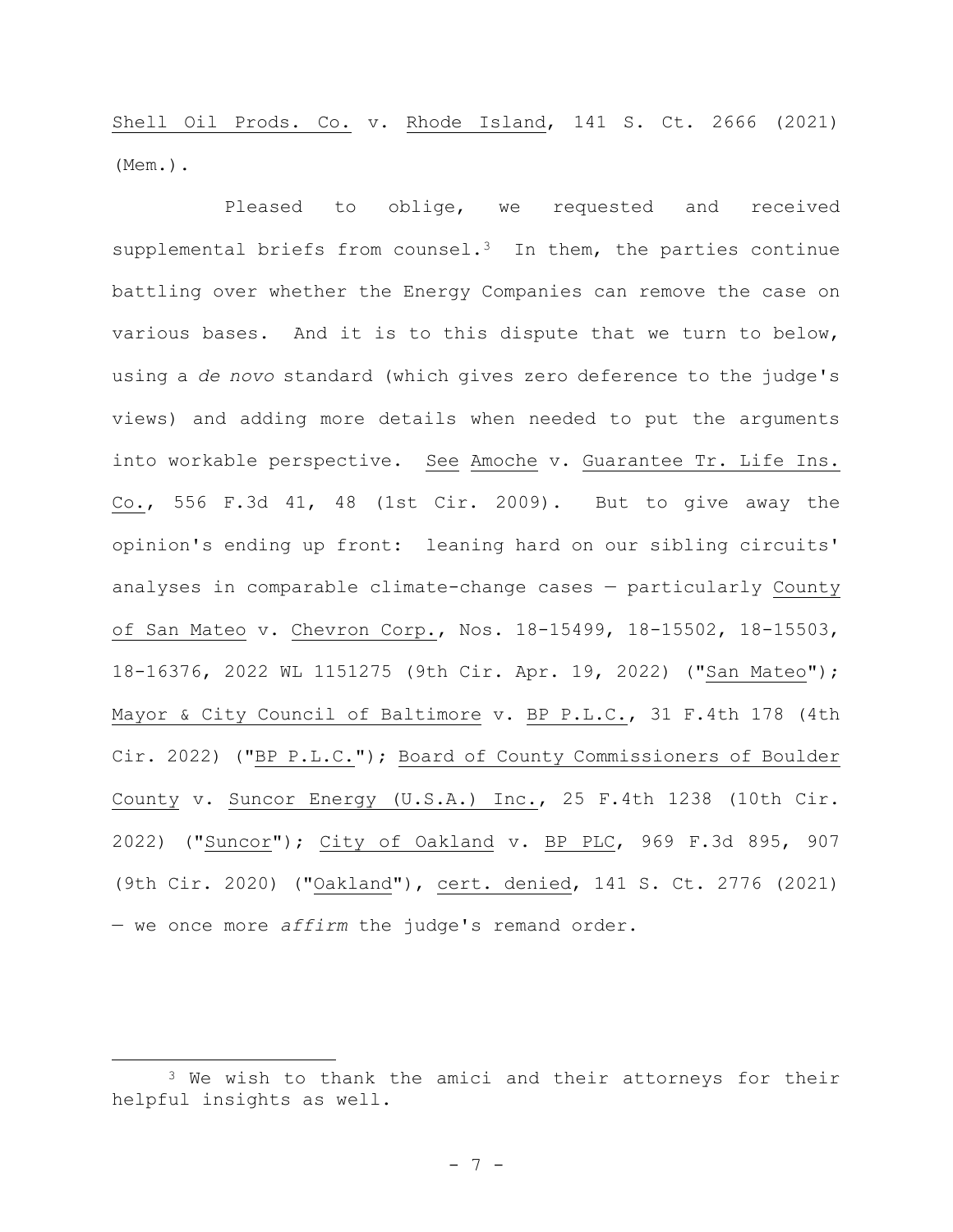Shell Oil Prods. Co. v. Rhode Island, 141 S. Ct. 2666 (2021) (Mem.).

Pleased to oblige, we requested and received supplemental briefs from counsel.[3] In them, the parties continue battling over whether the Energy Companies can remove the case on various bases. And it is to this dispute that we turn to below, using a *de novo* standard (which gives zero deference to the judge's views) and adding more details when needed to put the arguments into workable perspective. See Amoche v. Guarantee Tr. Life Ins. Co., 556 F.3d 41, 48 (1st Cir. 2009). But to give away the opinion's ending up front: leaning hard on our sibling circuits' analyses in comparable climate-change cases — particularly County of San Mateo v. Chevron Corp., Nos. 18-15499, 18-15502, 18-15503, 18-16376, 2022 WL 1151275 (9th Cir. Apr. 19, 2022) ("San Mateo"); Mayor & City Council of Baltimore v. BP P.L.C., 31 F.4th 178 (4th Cir. 2022) ("BP P.L.C."); Board of County Commissioners of Boulder County v. Suncor Energy (U.S.A.) Inc., 25 F.4th 1238 (10th Cir. 2022) ("Suncor"); City of Oakland v. BP PLC, 969 F.3d 895, 907 (9th Cir. 2020) ("Oakland"), cert. denied, 141 S. Ct. 2776 (2021) — we once more *affirm* the judge's remand order.

---

[3] We wish to thank the amici and their attorneys for their helpful insights as well.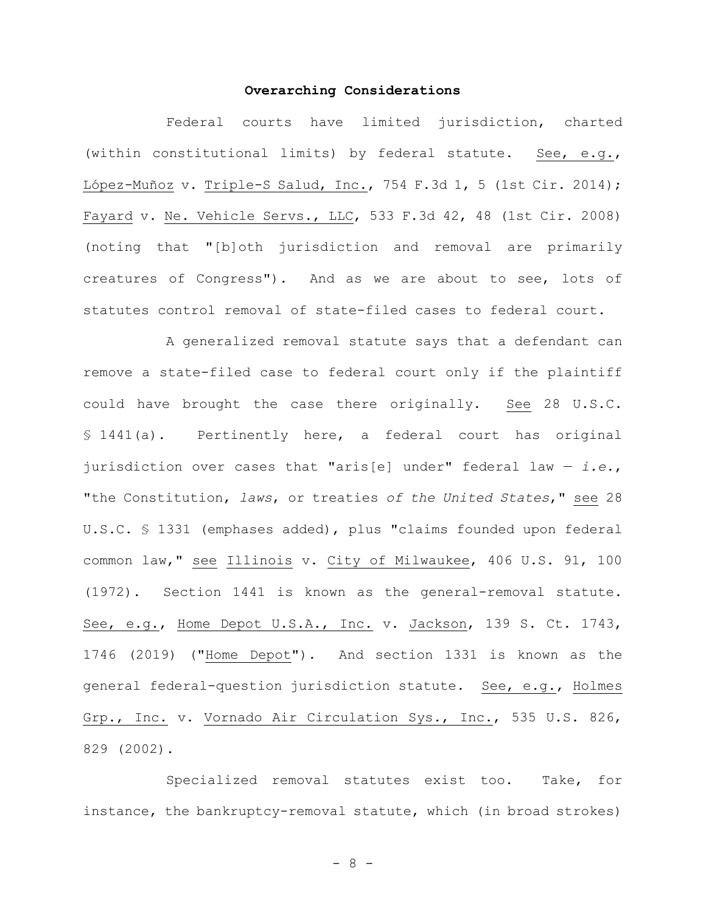**Overarching Considerations**

Federal courts have limited jurisdiction, charted (within constitutional limits) by federal statute. See, e.g., López-Muñoz v. Triple-S Salud, Inc., 754 F.3d 1, 5 (1st Cir. 2014); Fayard v. Ne. Vehicle Servs., LLC, 533 F.3d 42, 48 (1st Cir. 2008) (noting that "[b]oth jurisdiction and removal are primarily creatures of Congress"). And as we are about to see, lots of statutes control removal of state-filed cases to federal court.

A generalized removal statute says that a defendant can remove a state-filed case to federal court only if the plaintiff could have brought the case there originally. See 28 U.S.C. § 1441(a). Pertinently here, a federal court has original jurisdiction over cases that "aris[e] under" federal law — *i.e.*, "the Constitution, *laws*, or treaties *of the United States*," see 28 U.S.C. § 1331 (emphases added), plus "claims founded upon federal common law," see Illinois v. City of Milwaukee, 406 U.S. 91, 100 (1972). Section 1441 is known as the general-removal statute. See, e.g., Home Depot U.S.A., Inc. v. Jackson, 139 S. Ct. 1743, 1746 (2019) ("Home Depot"). And section 1331 is known as the general federal-question jurisdiction statute. See, e.g., Holmes Grp., Inc. v. Vornado Air Circulation Sys., Inc., 535 U.S. 826, 829 (2002).

Specialized removal statutes exist too. Take, for instance, the bankruptcy-removal statute, which (in broad strokes)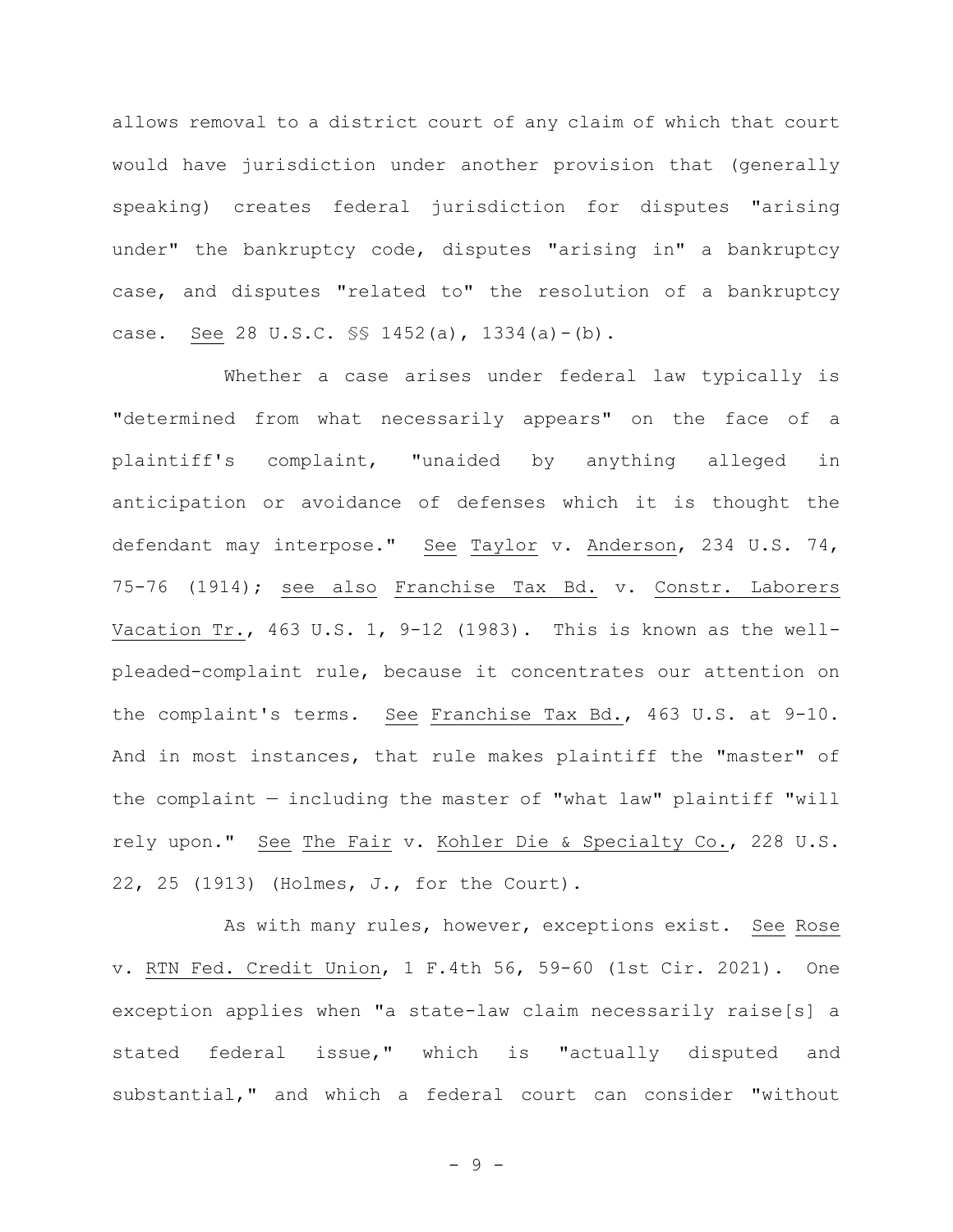allows removal to a district court of any claim of which that court would have jurisdiction under another provision that (generally speaking) creates federal jurisdiction for disputes "arising under" the bankruptcy code, disputes "arising in" a bankruptcy case, and disputes "related to" the resolution of a bankruptcy case. See 28 U.S.C. §§ 1452(a), 1334(a)-(b).

Whether a case arises under federal law typically is "determined from what necessarily appears" on the face of a plaintiff's complaint, "unaided by anything alleged in anticipation or avoidance of defenses which it is thought the defendant may interpose." See Taylor v. Anderson, 234 U.S. 74, 75-76 (1914); see also Franchise Tax Bd. v. Constr. Laborers Vacation Tr., 463 U.S. 1, 9-12 (1983). This is known as the well-pleaded-complaint rule, because it concentrates our attention on the complaint's terms. See Franchise Tax Bd., 463 U.S. at 9-10. And in most instances, that rule makes plaintiff the "master" of the complaint — including the master of "what law" plaintiff "will rely upon." See The Fair v. Kohler Die & Specialty Co., 228 U.S. 22, 25 (1913) (Holmes, J., for the Court).

As with many rules, however, exceptions exist. See Rose v. RTN Fed. Credit Union, 1 F.4th 56, 59-60 (1st Cir. 2021). One exception applies when "a state-law claim necessarily raise[s] a stated federal issue," which is "actually disputed and substantial," and which a federal court can consider "without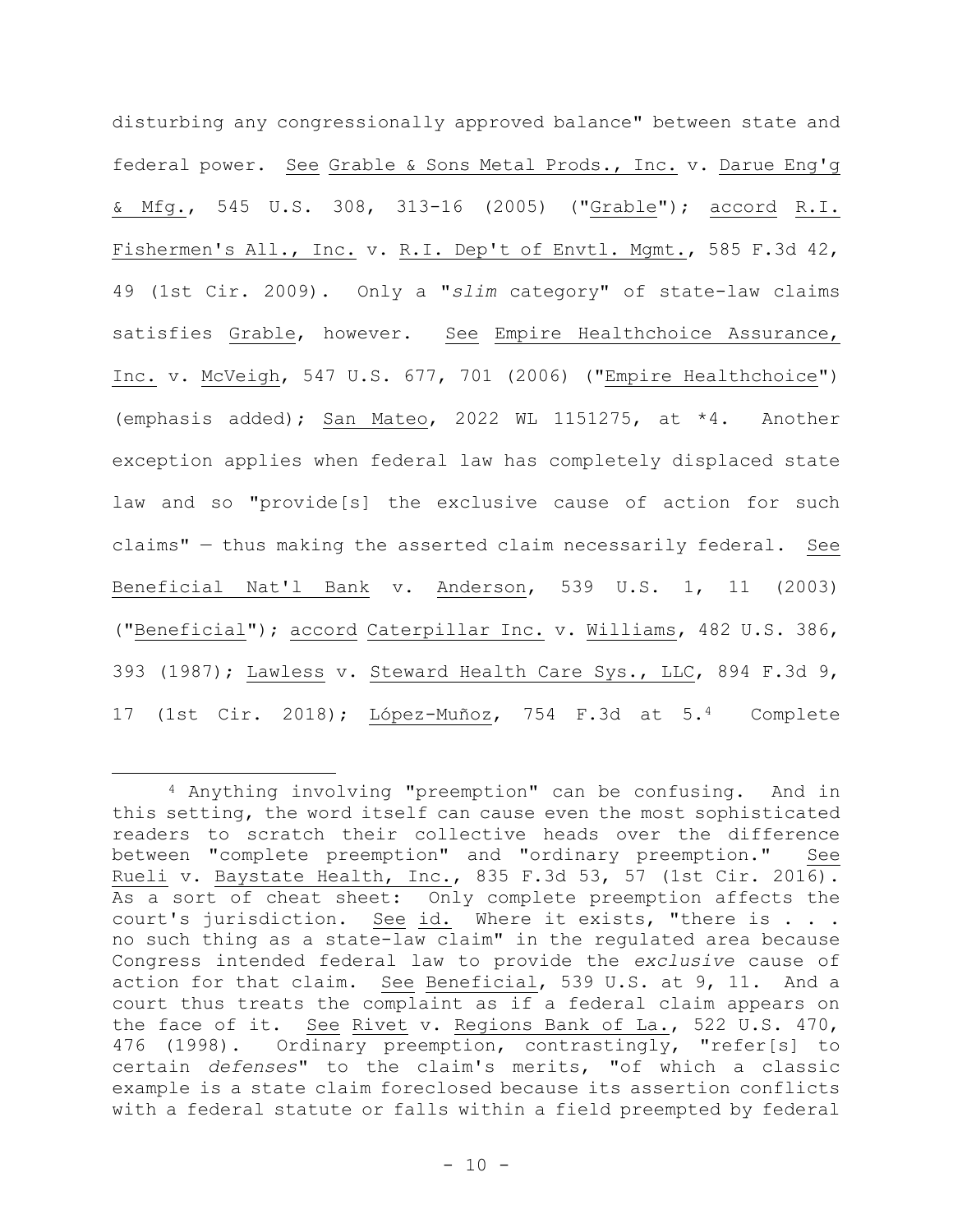disturbing any congressionally approved balance" between state and federal power. See Grable & Sons Metal Prods., Inc. v. Darue Eng'g & Mfg., 545 U.S. 308, 313-16 (2005) ("Grable"); accord R.I. Fishermen's All., Inc. v. R.I. Dep't of Envtl. Mgmt., 585 F.3d 42, 49 (1st Cir. 2009). Only a "*slim* category" of state-law claims satisfies Grable, however. See Empire Healthchoice Assurance, Inc. v. McVeigh, 547 U.S. 677, 701 (2006) ("Empire Healthchoice") (emphasis added); San Mateo, 2022 WL 1151275, at *4. Another exception applies when federal law has completely displaced state law and so "provide[s] the exclusive cause of action for such claims" — thus making the asserted claim necessarily federal. See Beneficial Nat'l Bank v. Anderson, 539 U.S. 1, 11 (2003) ("Beneficial"); accord Caterpillar Inc. v. Williams, 482 U.S. 386, 393 (1987); Lawless v. Steward Health Care Sys., LLC, 894 F.3d 9, 17 (1st Cir. 2018); López-Muñoz, 754 F.3d at 5.[4] Complete

[4] Anything involving "preemption" can be confusing. And in this setting, the word itself can cause even the most sophisticated readers to scratch their collective heads over the difference between "complete preemption" and "ordinary preemption." See Rueli v. Baystate Health, Inc., 835 F.3d 53, 57 (1st Cir. 2016). As a sort of cheat sheet: Only complete preemption affects the court's jurisdiction. See id. Where it exists, "there is . . . no such thing as a state-law claim" in the regulated area because Congress intended federal law to provide the *exclusive* cause of action for that claim. See Beneficial, 539 U.S. at 9, 11. And a court thus treats the complaint as if a federal claim appears on the face of it. See Rivet v. Regions Bank of La., 522 U.S. 470, 476 (1998). Ordinary preemption, contrastingly, "refer[s] to certain *defenses*" to the claim's merits, "of which a classic example is a state claim foreclosed because its assertion conflicts with a federal statute or falls within a field preempted by federal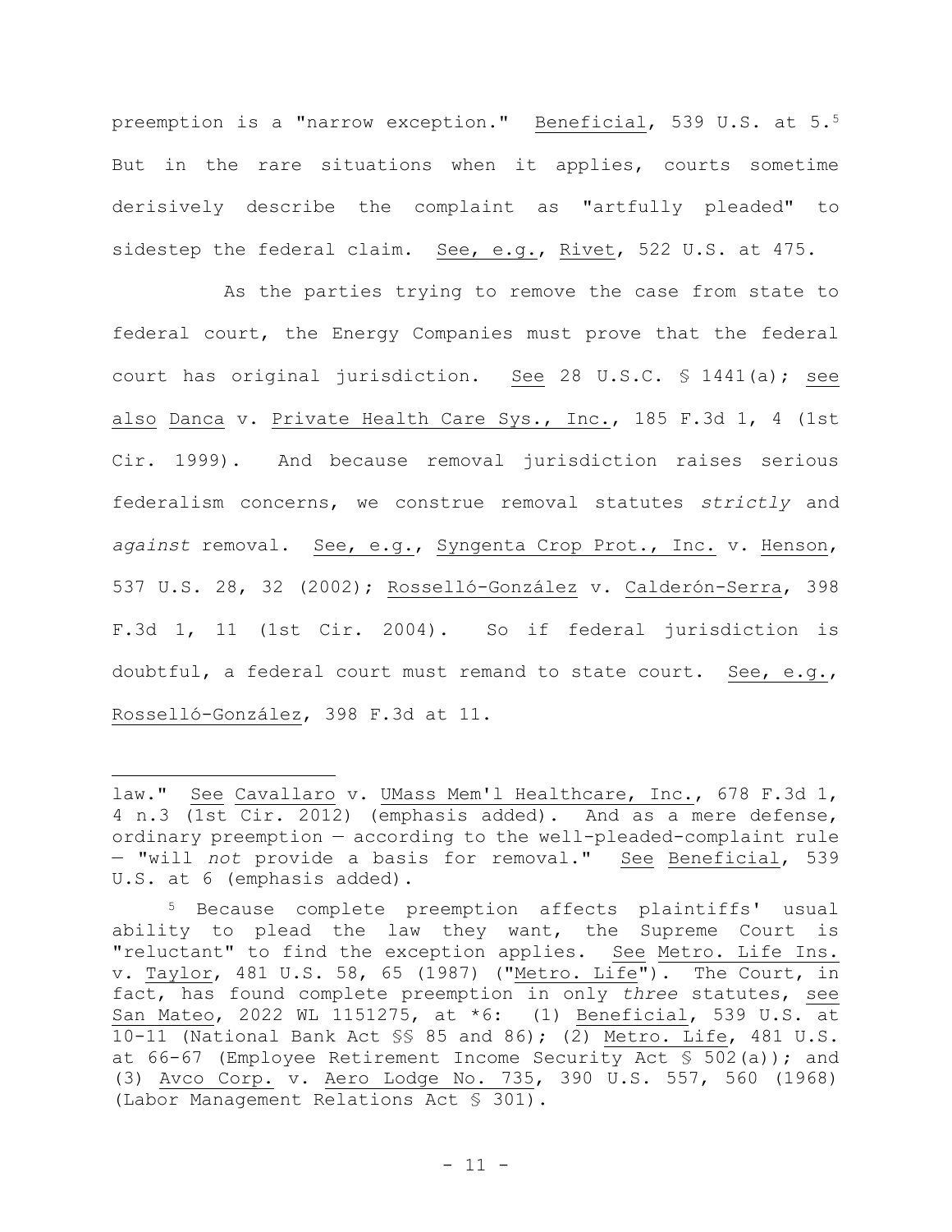preemption is a "narrow exception." Beneficial, 539 U.S. at 5.[5] But in the rare situations when it applies, courts sometime derisively describe the complaint as "artfully pleaded" to sidestep the federal claim. See, e.g., Rivet, 522 U.S. at 475.

As the parties trying to remove the case from state to federal court, the Energy Companies must prove that the federal court has original jurisdiction. See 28 U.S.C. § 1441(a); see also Danca v. Private Health Care Sys., Inc., 185 F.3d 1, 4 (1st Cir. 1999). And because removal jurisdiction raises serious federalism concerns, we construe removal statutes *strictly* and *against* removal. See, e.g., Syngenta Crop Prot., Inc. v. Henson, 537 U.S. 28, 32 (2002); Rosselló-González v. Calderón-Serra, 398 F.3d 1, 11 (1st Cir. 2004). So if federal jurisdiction is doubtful, a federal court must remand to state court. See, e.g., Rosselló-González, 398 F.3d at 11.

---

law." See Cavallaro v. UMass Mem'l Healthcare, Inc., 678 F.3d 1, 4 n.3 (1st Cir. 2012) (emphasis added). And as a mere defense, ordinary preemption — according to the well-pleaded-complaint rule — "will *not* provide a basis for removal." See Beneficial, 539 U.S. at 6 (emphasis added).

[5] Because complete preemption affects plaintiffs' usual ability to plead the law they want, the Supreme Court is "reluctant" to find the exception applies. See Metro. Life Ins. v. Taylor, 481 U.S. 58, 65 (1987) ("Metro. Life"). The Court, in fact, has found complete preemption in only *three* statutes, see San Mateo, 2022 WL 1151275, at *6: (1) Beneficial, 539 U.S. at 10-11 (National Bank Act §§ 85 and 86); (2) Metro. Life, 481 U.S. at 66-67 (Employee Retirement Income Security Act § 502(a)); and (3) Avco Corp. v. Aero Lodge No. 735, 390 U.S. 557, 560 (1968) (Labor Management Relations Act § 301).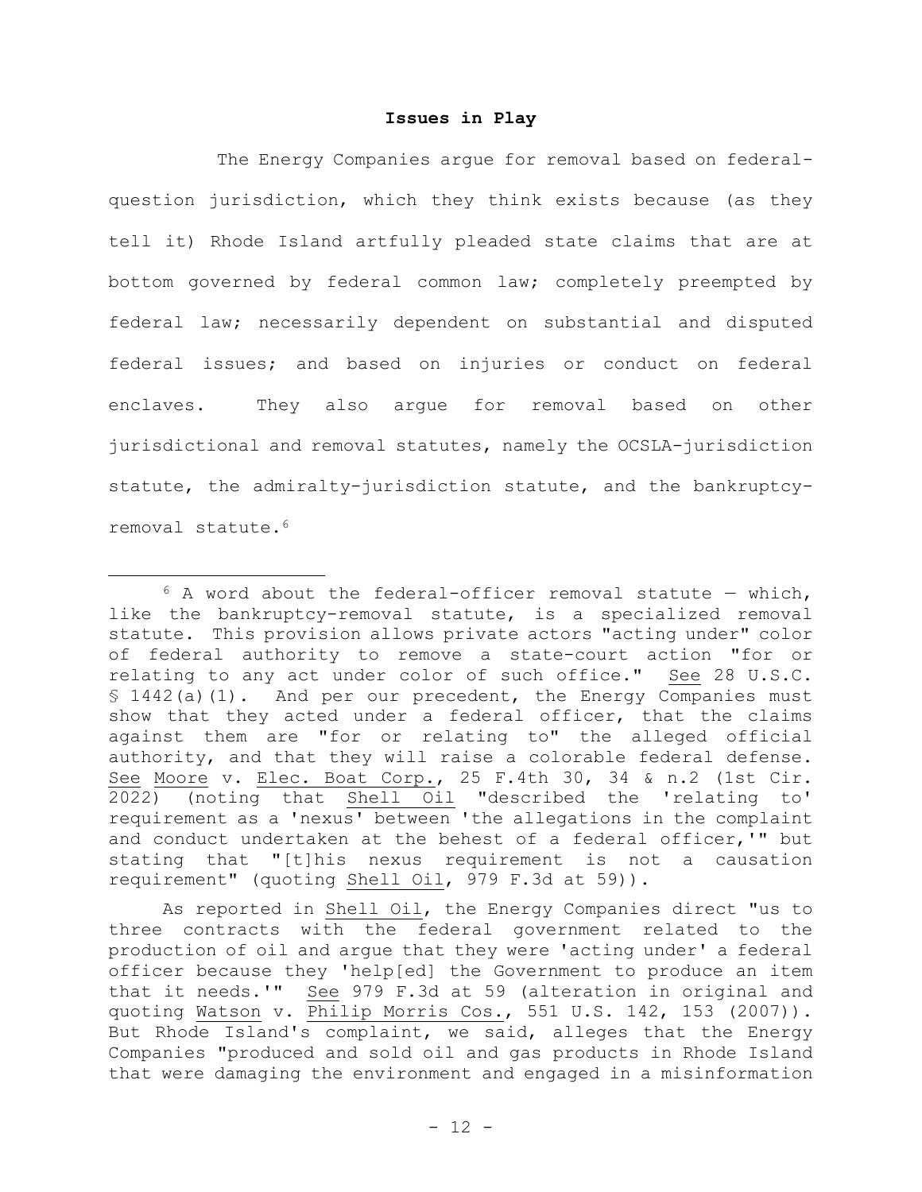**Issues in Play**

The Energy Companies argue for removal based on federal-question jurisdiction, which they think exists because (as they tell it) Rhode Island artfully pleaded state claims that are at bottom governed by federal common law; completely preempted by federal law; necessarily dependent on substantial and disputed federal issues; and based on injuries or conduct on federal enclaves. They also argue for removal based on other jurisdictional and removal statutes, namely the OCSLA-jurisdiction statute, the admiralty-jurisdiction statute, and the bankruptcy-removal statute.[6]

---

[6] A word about the federal-officer removal statute — which, like the bankruptcy-removal statute, is a specialized removal statute. This provision allows private actors "acting under" color of federal authority to remove a state-court action "for or relating to any act under color of such office." See 28 U.S.C. § 1442(a)(1). And per our precedent, the Energy Companies must show that they acted under a federal officer, that the claims against them are "for or relating to" the alleged official authority, and that they will raise a colorable federal defense. See Moore v. Elec. Boat Corp., 25 F.4th 30, 34 & n.2 (1st Cir. 2022) (noting that Shell Oil "described the 'relating to' requirement as a 'nexus' between 'the allegations in the complaint and conduct undertaken at the behest of a federal officer,'" but stating that "[t]his nexus requirement is not a causation requirement" (quoting Shell Oil, 979 F.3d at 59)).

As reported in Shell Oil, the Energy Companies direct "us to three contracts with the federal government related to the production of oil and argue that they were 'acting under' a federal officer because they 'help[ed] the Government to produce an item that it needs.'" See 979 F.3d at 59 (alteration in original and quoting Watson v. Philip Morris Cos., 551 U.S. 142, 153 (2007)). But Rhode Island's complaint, we said, alleges that the Energy Companies "produced and sold oil and gas products in Rhode Island that were damaging the environment and engaged in a misinformation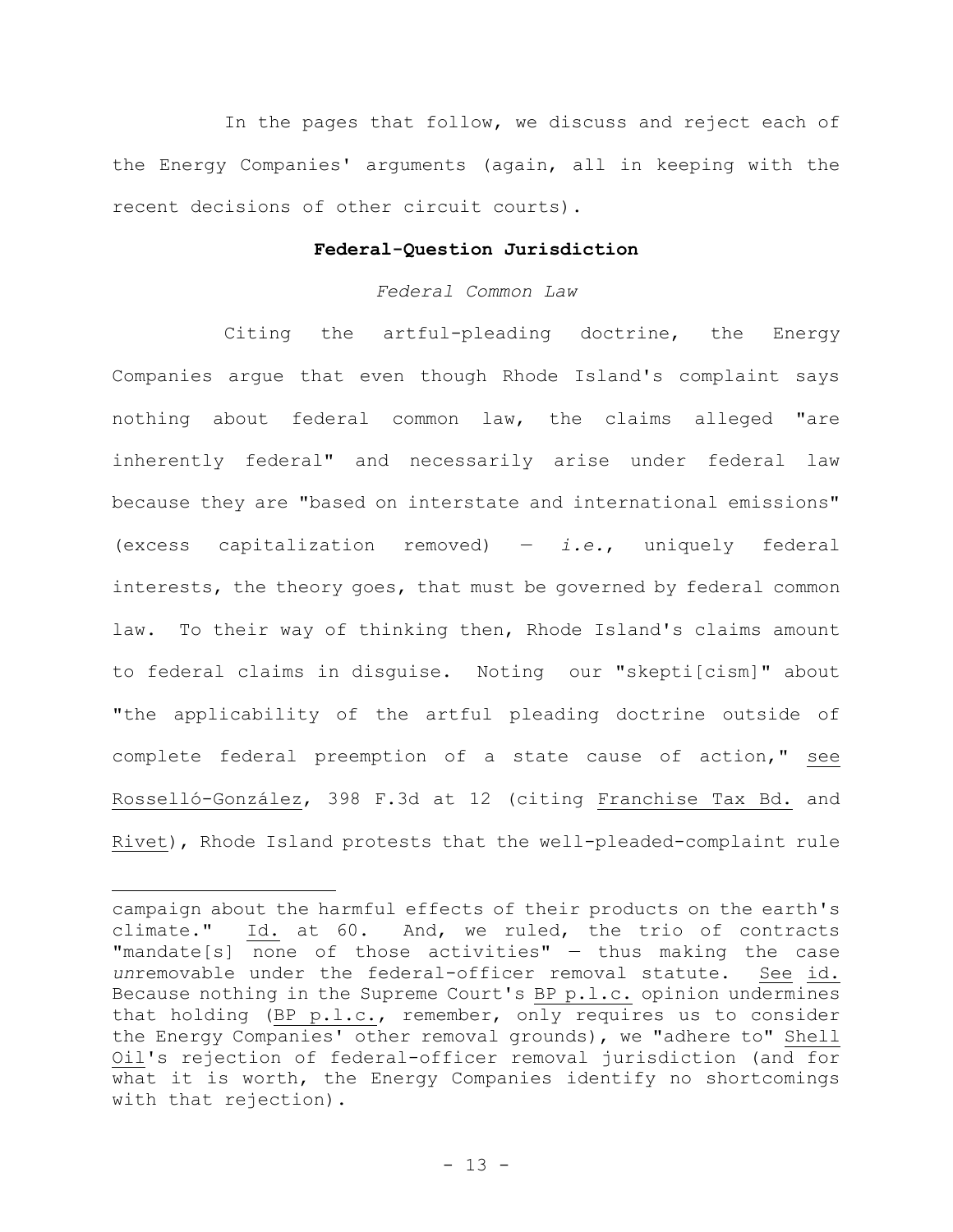In the pages that follow, we discuss and reject each of the Energy Companies' arguments (again, all in keeping with the recent decisions of other circuit courts).

**Federal-Question Jurisdiction**

*Federal Common Law*

Citing the artful-pleading doctrine, the Energy Companies argue that even though Rhode Island's complaint says nothing about federal common law, the claims alleged "are inherently federal" and necessarily arise under federal law because they are "based on interstate and international emissions" (excess capitalization removed) — *i.e.*, uniquely federal interests, the theory goes, that must be governed by federal common law. To their way of thinking then, Rhode Island's claims amount to federal claims in disguise. Noting our "skepti[cism]" about "the applicability of the artful pleading doctrine outside of complete federal preemption of a state cause of action," see Rosselló-González, 398 F.3d at 12 (citing Franchise Tax Bd. and Rivet), Rhode Island protests that the well-pleaded-complaint rule

---

campaign about the harmful effects of their products on the earth's climate." Id. at 60. And, we ruled, the trio of contracts "mandate[s] none of those activities" — thus making the case *un*removable under the federal-officer removal statute. See id. Because nothing in the Supreme Court's BP p.l.c. opinion undermines that holding (BP p.l.c., remember, only requires us to consider the Energy Companies' other removal grounds), we "adhere to" Shell Oil's rejection of federal-officer removal jurisdiction (and for what it is worth, the Energy Companies identify no shortcomings with that rejection).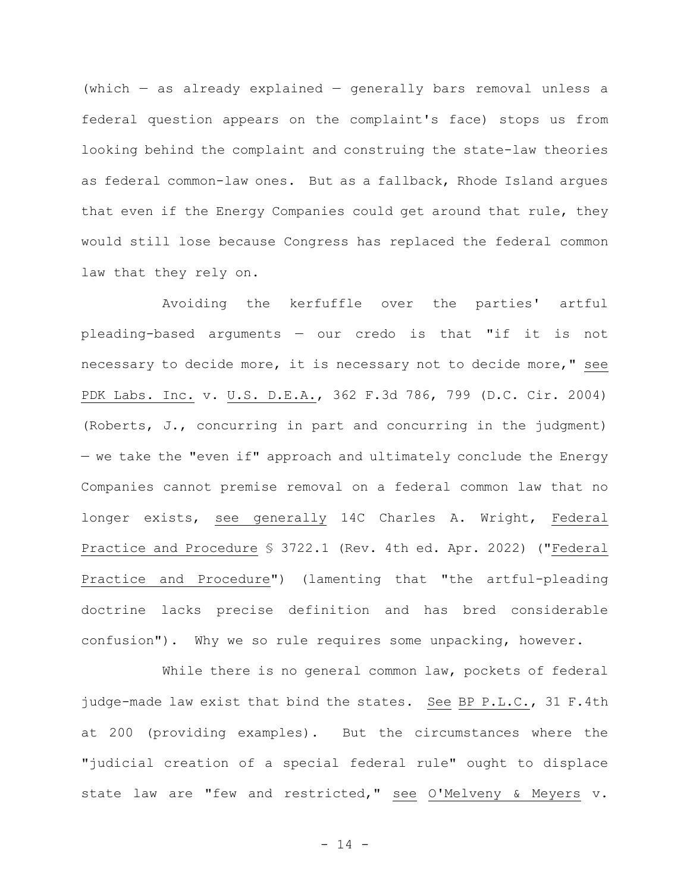(which — as already explained — generally bars removal unless a federal question appears on the complaint's face) stops us from looking behind the complaint and construing the state-law theories as federal common-law ones. But as a fallback, Rhode Island argues that even if the Energy Companies could get around that rule, they would still lose because Congress has replaced the federal common law that they rely on.

Avoiding the kerfuffle over the parties' artful pleading-based arguments — our credo is that "if it is not necessary to decide more, it is necessary not to decide more," see PDK Labs. Inc. v. U.S. D.E.A., 362 F.3d 786, 799 (D.C. Cir. 2004) (Roberts, J., concurring in part and concurring in the judgment) — we take the "even if" approach and ultimately conclude the Energy Companies cannot premise removal on a federal common law that no longer exists, see generally 14C Charles A. Wright, Federal Practice and Procedure § 3722.1 (Rev. 4th ed. Apr. 2022) ("Federal Practice and Procedure") (lamenting that "the artful-pleading doctrine lacks precise definition and has bred considerable confusion"). Why we so rule requires some unpacking, however.

While there is no general common law, pockets of federal judge-made law exist that bind the states. See BP P.L.C., 31 F.4th at 200 (providing examples). But the circumstances where the "judicial creation of a special federal rule" ought to displace state law are "few and restricted," see O'Melveny & Meyers v.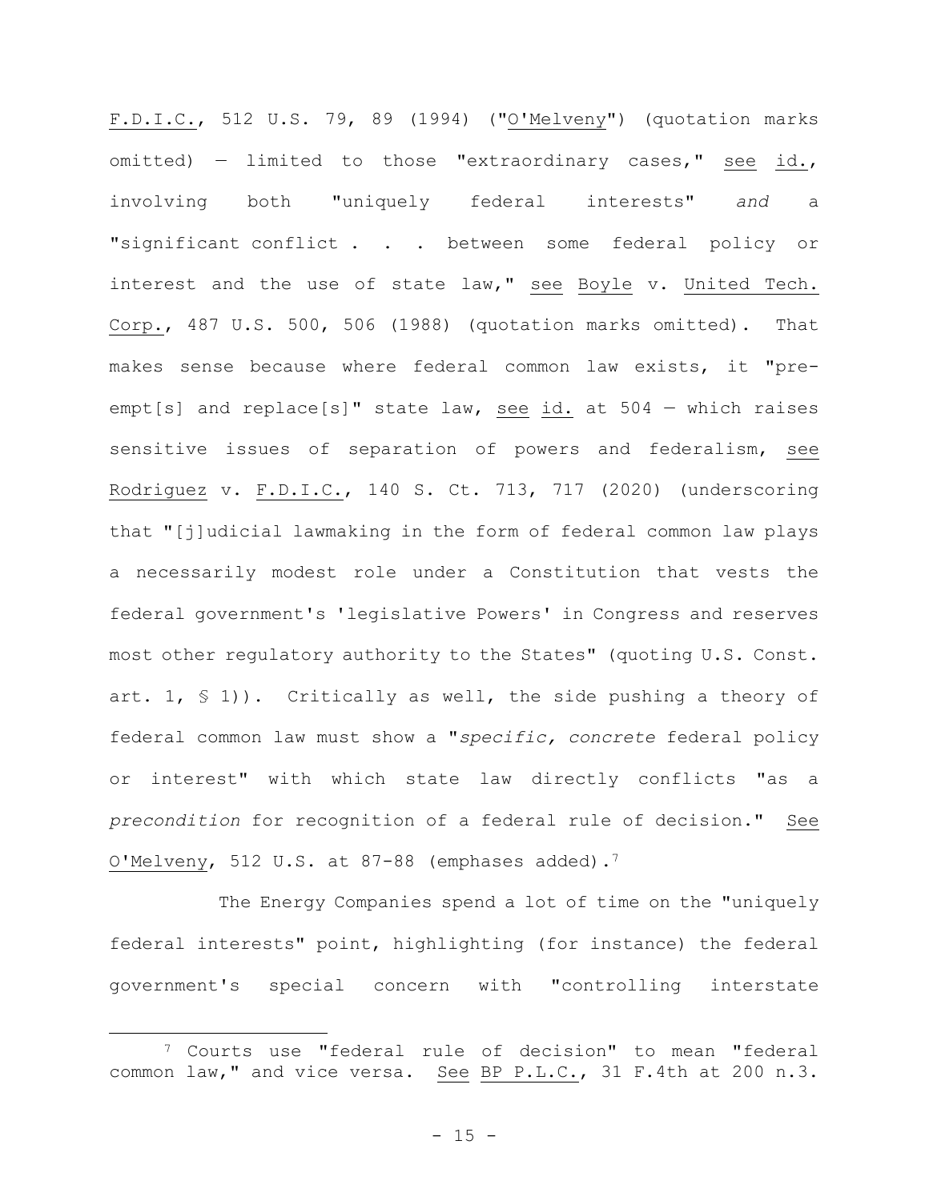F.D.I.C., 512 U.S. 79, 89 (1994) ("O'Melveny") (quotation marks omitted) — limited to those "extraordinary cases," see id., involving both "uniquely federal interests" *and* a "significant conflict . . . between some federal policy or interest and the use of state law," see Boyle v. United Tech. Corp., 487 U.S. 500, 506 (1988) (quotation marks omitted). That makes sense because where federal common law exists, it "pre-empt[s] and replace[s]" state law, see id. at 504 — which raises sensitive issues of separation of powers and federalism, see Rodriguez v. F.D.I.C., 140 S. Ct. 713, 717 (2020) (underscoring that "[j]udicial lawmaking in the form of federal common law plays a necessarily modest role under a Constitution that vests the federal government's 'legislative Powers' in Congress and reserves most other regulatory authority to the States" (quoting U.S. Const. art. 1, § 1)). Critically as well, the side pushing a theory of federal common law must show a "*specific, concrete* federal policy or interest" with which state law directly conflicts "as a *precondition* for recognition of a federal rule of decision." See O'Melveny, 512 U.S. at 87-88 (emphases added).[7]

The Energy Companies spend a lot of time on the "uniquely federal interests" point, highlighting (for instance) the federal government's special concern with "controlling interstate

---

[7] Courts use "federal rule of decision" to mean "federal common law," and vice versa. See BP P.L.C., 31 F.4th at 200 n.3.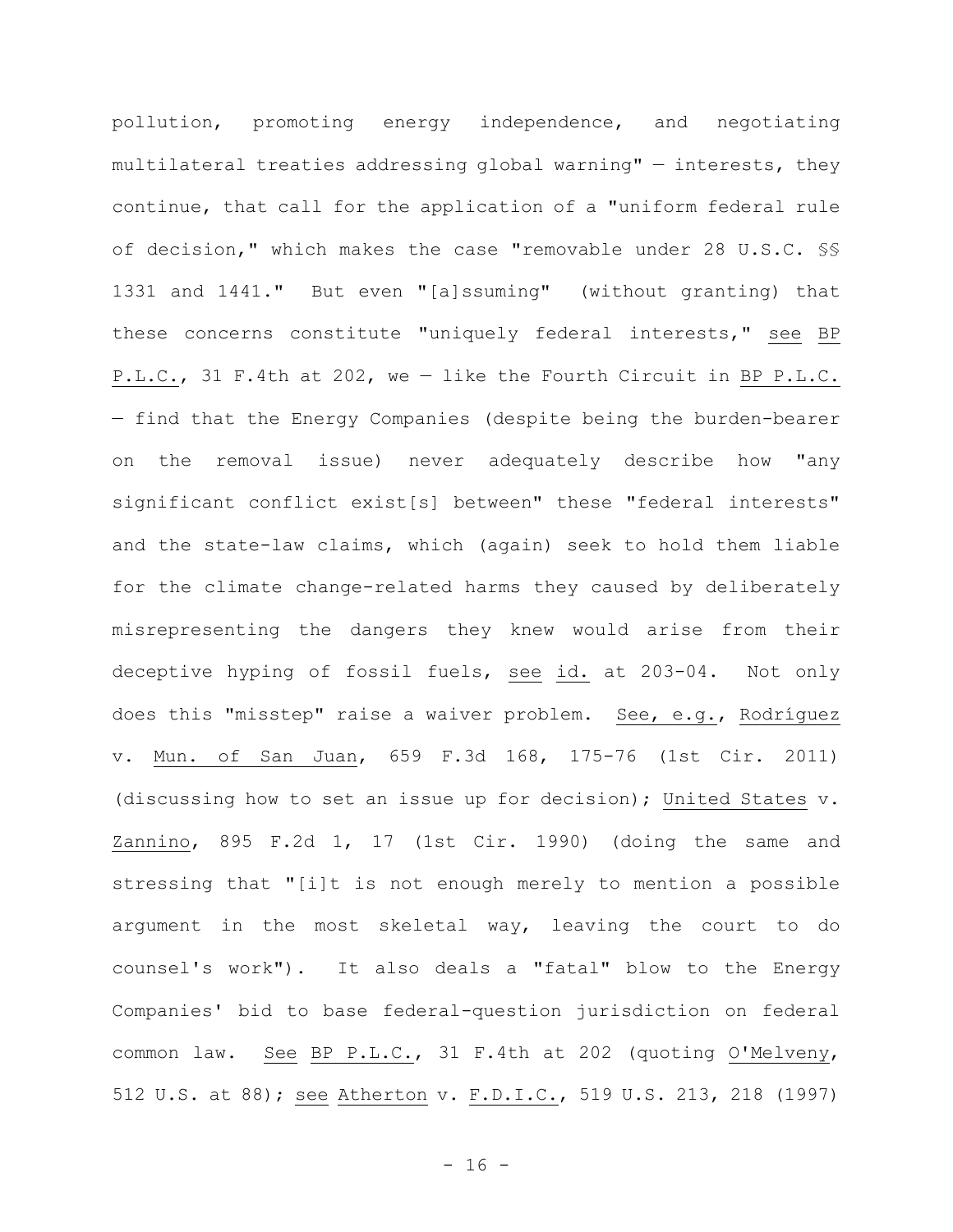pollution, promoting energy independence, and negotiating multilateral treaties addressing global warning" — interests, they continue, that call for the application of a "uniform federal rule of decision," which makes the case "removable under 28 U.S.C. §§ 1331 and 1441." But even "[a]ssuming" (without granting) that these concerns constitute "uniquely federal interests," see BP P.L.C., 31 F.4th at 202, we — like the Fourth Circuit in BP P.L.C. — find that the Energy Companies (despite being the burden-bearer on the removal issue) never adequately describe how "any significant conflict exist[s] between" these "federal interests" and the state-law claims, which (again) seek to hold them liable for the climate change-related harms they caused by deliberately misrepresenting the dangers they knew would arise from their deceptive hyping of fossil fuels, see id. at 203-04. Not only does this "misstep" raise a waiver problem. See, e.g., Rodríguez v. Mun. of San Juan, 659 F.3d 168, 175-76 (1st Cir. 2011) (discussing how to set an issue up for decision); United States v. Zannino, 895 F.2d 1, 17 (1st Cir. 1990) (doing the same and stressing that "[i]t is not enough merely to mention a possible argument in the most skeletal way, leaving the court to do counsel's work"). It also deals a "fatal" blow to the Energy Companies' bid to base federal-question jurisdiction on federal common law. See BP P.L.C., 31 F.4th at 202 (quoting O'Melveny, 512 U.S. at 88); see Atherton v. F.D.I.C., 519 U.S. 213, 218 (1997)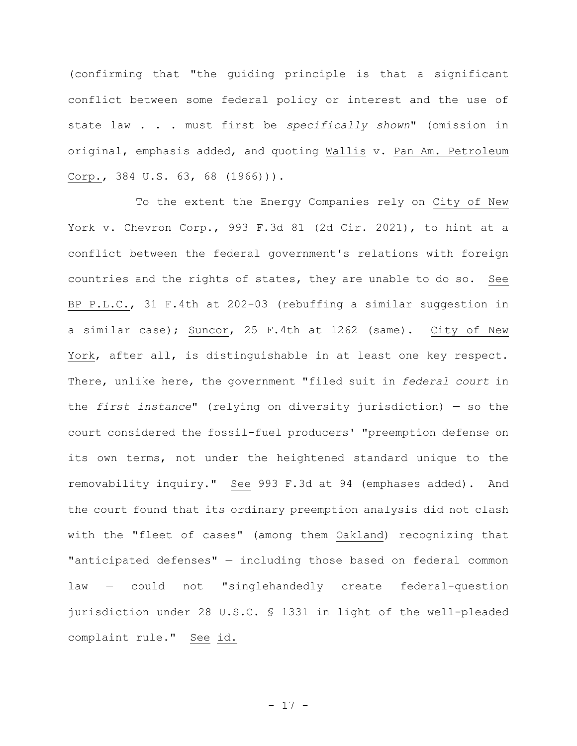(confirming that "the guiding principle is that a significant conflict between some federal policy or interest and the use of state law . . . must first be *specifically shown*" (omission in original, emphasis added, and quoting Wallis v. Pan Am. Petroleum Corp., 384 U.S. 63, 68 (1966))).

To the extent the Energy Companies rely on City of New York v. Chevron Corp., 993 F.3d 81 (2d Cir. 2021), to hint at a conflict between the federal government's relations with foreign countries and the rights of states, they are unable to do so. See BP P.L.C., 31 F.4th at 202-03 (rebuffing a similar suggestion in a similar case); Suncor, 25 F.4th at 1262 (same). City of New York, after all, is distinguishable in at least one key respect. There, unlike here, the government "filed suit in *federal court* in the *first instance*" (relying on diversity jurisdiction) — so the court considered the fossil-fuel producers' "preemption defense on its own terms, not under the heightened standard unique to the removability inquiry." See 993 F.3d at 94 (emphases added). And the court found that its ordinary preemption analysis did not clash with the "fleet of cases" (among them Oakland) recognizing that "anticipated defenses" — including those based on federal common law — could not "singlehandedly create federal-question jurisdiction under 28 U.S.C. § 1331 in light of the well-pleaded complaint rule." See id.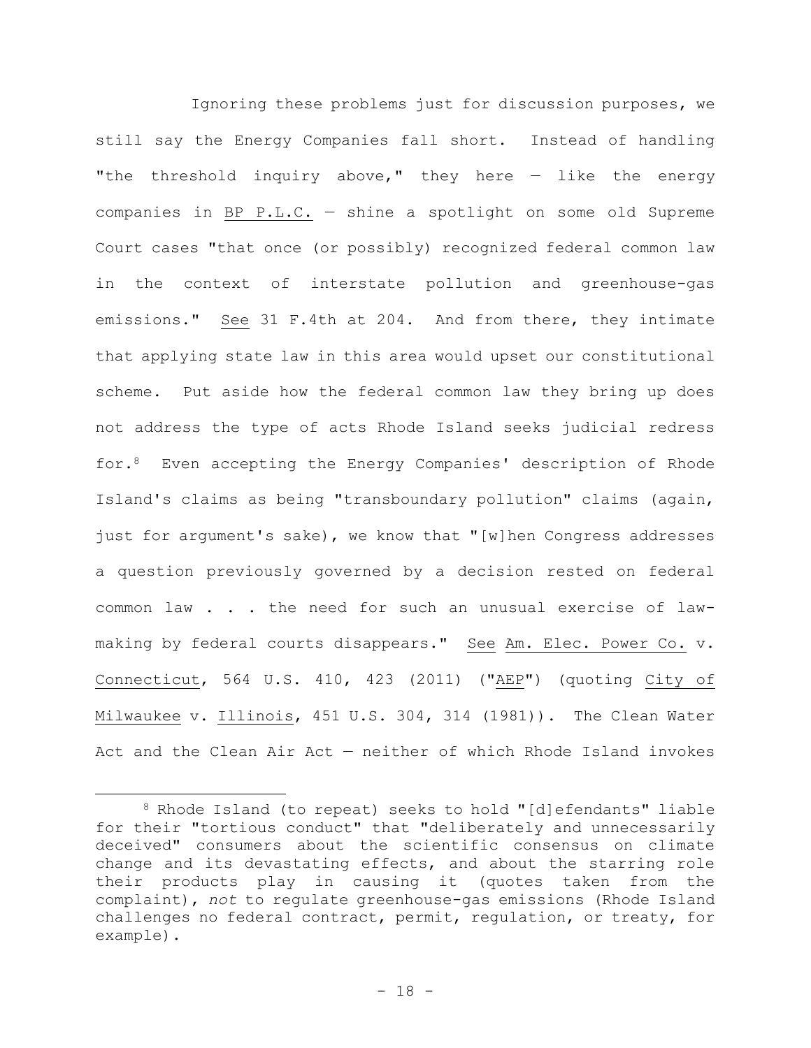Ignoring these problems just for discussion purposes, we still say the Energy Companies fall short. Instead of handling "the threshold inquiry above," they here — like the energy companies in BP P.L.C. — shine a spotlight on some old Supreme Court cases "that once (or possibly) recognized federal common law in the context of interstate pollution and greenhouse-gas emissions." See 31 F.4th at 204. And from there, they intimate that applying state law in this area would upset our constitutional scheme. Put aside how the federal common law they bring up does not address the type of acts Rhode Island seeks judicial redress for.[8] Even accepting the Energy Companies' description of Rhode Island's claims as being "transboundary pollution" claims (again, just for argument's sake), we know that "[w]hen Congress addresses a question previously governed by a decision rested on federal common law . . . the need for such an unusual exercise of law-making by federal courts disappears." See Am. Elec. Power Co. v. Connecticut, 564 U.S. 410, 423 (2011) ("AEP") (quoting City of Milwaukee v. Illinois, 451 U.S. 304, 314 (1981)). The Clean Water Act and the Clean Air Act — neither of which Rhode Island invokes

---

[8] Rhode Island (to repeat) seeks to hold "[d]efendants" liable for their "tortious conduct" that "deliberately and unnecessarily deceived" consumers about the scientific consensus on climate change and its devastating effects, and about the starring role their products play in causing it (quotes taken from the complaint), *not* to regulate greenhouse-gas emissions (Rhode Island challenges no federal contract, permit, regulation, or treaty, for example).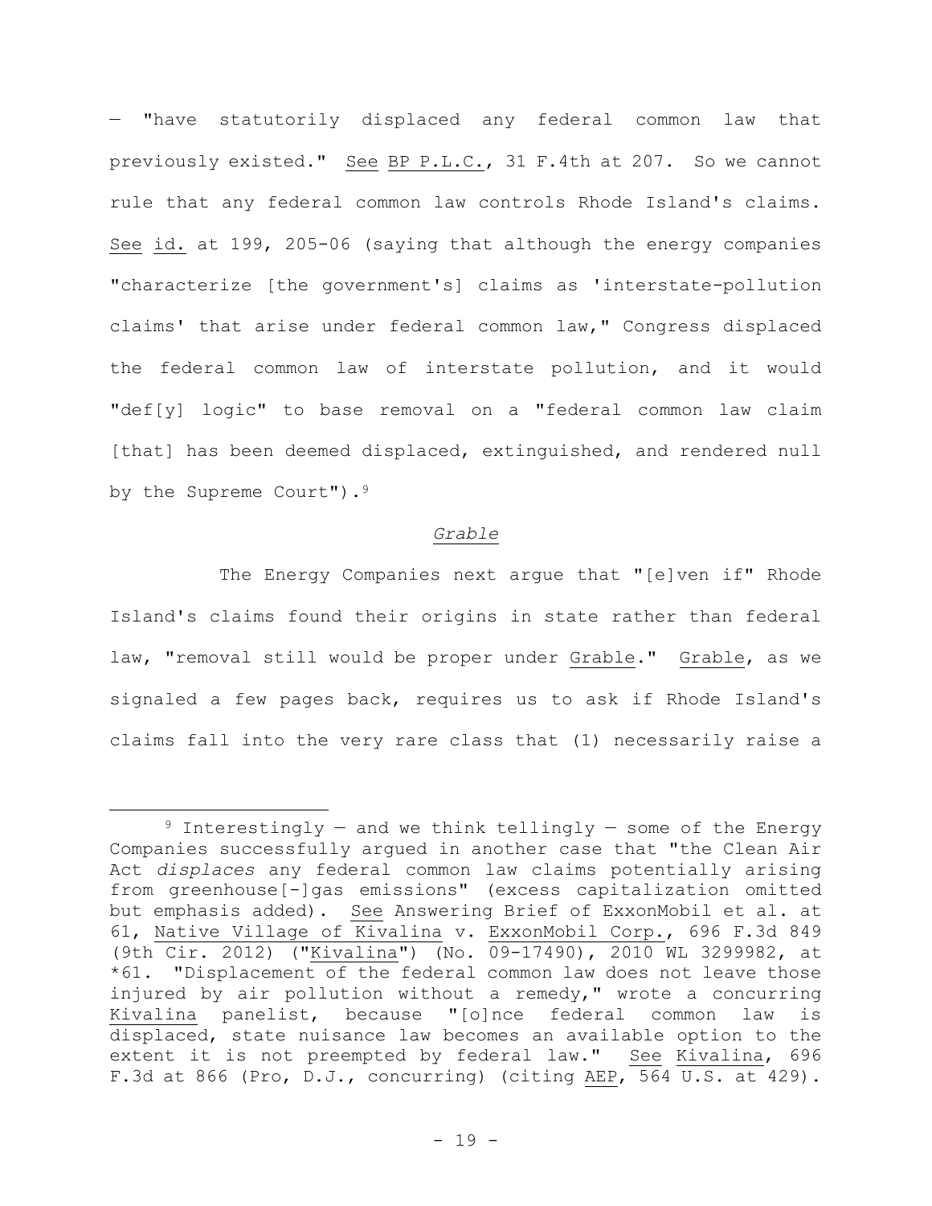— "have statutorily displaced any federal common law that previously existed." See BP P.L.C., 31 F.4th at 207. So we cannot rule that any federal common law controls Rhode Island's claims. See id. at 199, 205-06 (saying that although the energy companies "characterize [the government's] claims as 'interstate-pollution claims' that arise under federal common law," Congress displaced the federal common law of interstate pollution, and it would "def[y] logic" to base removal on a "federal common law claim [that] has been deemed displaced, extinguished, and rendered null by the Supreme Court").[9]

### *Grable*

The Energy Companies next argue that "[e]ven if" Rhode Island's claims found their origins in state rather than federal law, "removal still would be proper under Grable." Grable, as we signaled a few pages back, requires us to ask if Rhode Island's claims fall into the very rare class that (1) necessarily raise a

---

[9] Interestingly — and we think tellingly — some of the Energy Companies successfully argued in another case that "the Clean Air Act *displaces* any federal common law claims potentially arising from greenhouse[-]gas emissions" (excess capitalization omitted but emphasis added). See Answering Brief of ExxonMobil et al. at 61, Native Village of Kivalina v. ExxonMobil Corp., 696 F.3d 849 (9th Cir. 2012) ("Kivalina") (No. 09-17490), 2010 WL 3299982, at *61. "Displacement of the federal common law does not leave those injured by air pollution without a remedy," wrote a concurring Kivalina panelist, because "[o]nce federal common law is displaced, state nuisance law becomes an available option to the extent it is not preempted by federal law." See Kivalina, 696 F.3d at 866 (Pro, D.J., concurring) (citing AEP, 564 U.S. at 429).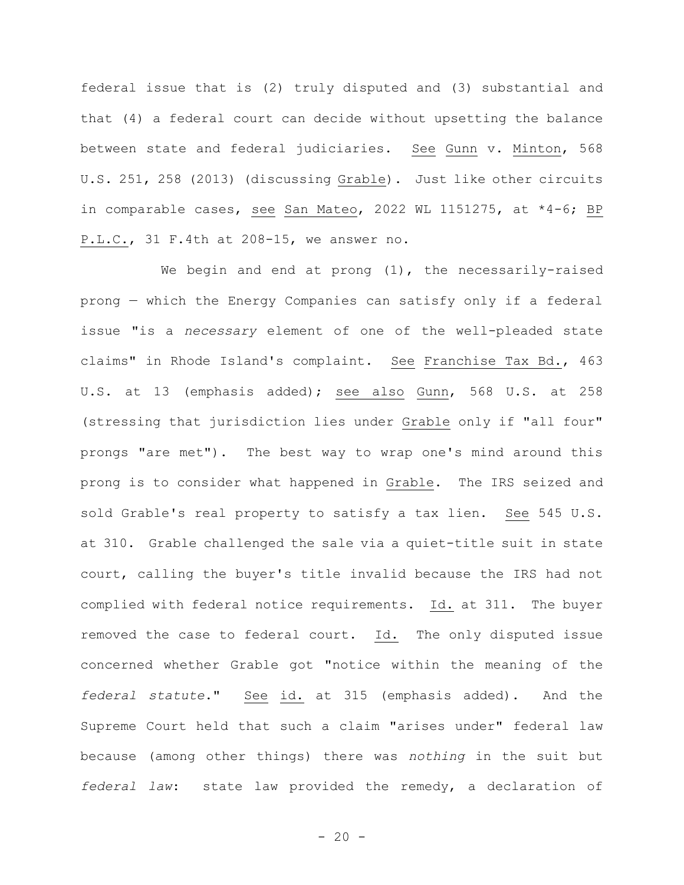federal issue that is (2) truly disputed and (3) substantial and that (4) a federal court can decide without upsetting the balance between state and federal judiciaries. See Gunn v. Minton, 568 U.S. 251, 258 (2013) (discussing Grable). Just like other circuits in comparable cases, see San Mateo, 2022 WL 1151275, at *4-6; BP P.L.C., 31 F.4th at 208-15, we answer no.

We begin and end at prong (1), the necessarily-raised prong — which the Energy Companies can satisfy only if a federal issue "is a *necessary* element of one of the well-pleaded state claims" in Rhode Island's complaint. See Franchise Tax Bd., 463 U.S. at 13 (emphasis added); see also Gunn, 568 U.S. at 258 (stressing that jurisdiction lies under Grable only if "all four" prongs "are met"). The best way to wrap one's mind around this prong is to consider what happened in Grable. The IRS seized and sold Grable's real property to satisfy a tax lien. See 545 U.S. at 310. Grable challenged the sale via a quiet-title suit in state court, calling the buyer's title invalid because the IRS had not complied with federal notice requirements. Id. at 311. The buyer removed the case to federal court. Id. The only disputed issue concerned whether Grable got "notice within the meaning of the *federal statute*." See id. at 315 (emphasis added). And the Supreme Court held that such a claim "arises under" federal law because (among other things) there was *nothing* in the suit but *federal law*: state law provided the remedy, a declaration of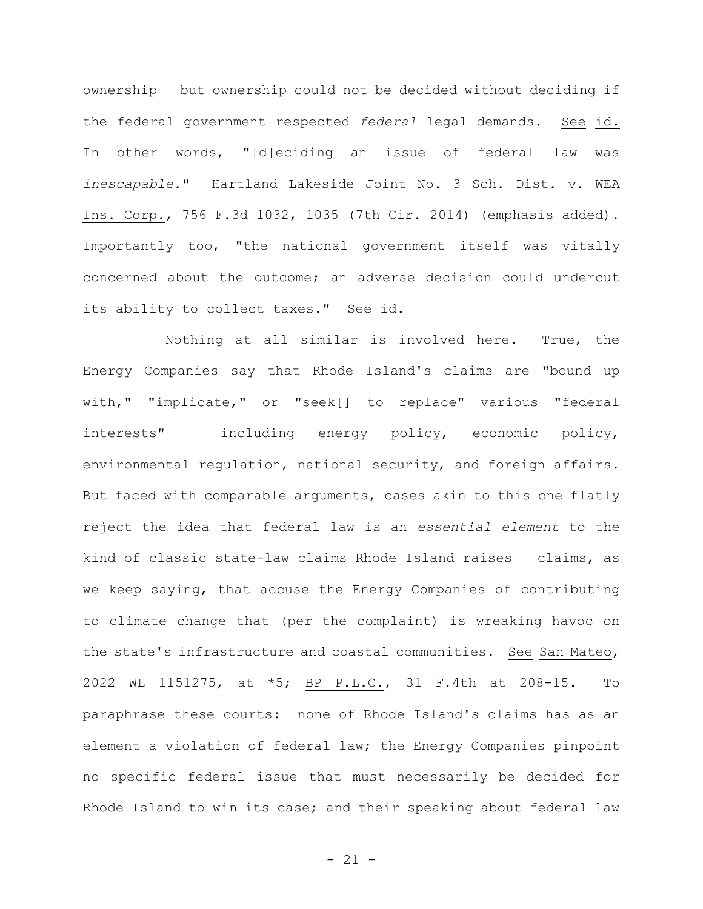ownership — but ownership could not be decided without deciding if the federal government respected *federal* legal demands. See id. In other words, "[d]eciding an issue of federal law was *inescapable*." Hartland Lakeside Joint No. 3 Sch. Dist. v. WEA Ins. Corp., 756 F.3d 1032, 1035 (7th Cir. 2014) (emphasis added). Importantly too, "the national government itself was vitally concerned about the outcome; an adverse decision could undercut its ability to collect taxes." See id.

Nothing at all similar is involved here. True, the Energy Companies say that Rhode Island's claims are "bound up with," "implicate," or "seek[] to replace" various "federal interests" — including energy policy, economic policy, environmental regulation, national security, and foreign affairs. But faced with comparable arguments, cases akin to this one flatly reject the idea that federal law is an *essential element* to the kind of classic state-law claims Rhode Island raises — claims, as we keep saying, that accuse the Energy Companies of contributing to climate change that (per the complaint) is wreaking havoc on the state's infrastructure and coastal communities. See San Mateo, 2022 WL 1151275, at *5; BP P.L.C., 31 F.4th at 208-15. To paraphrase these courts: none of Rhode Island's claims has as an element a violation of federal law; the Energy Companies pinpoint no specific federal issue that must necessarily be decided for Rhode Island to win its case; and their speaking about federal law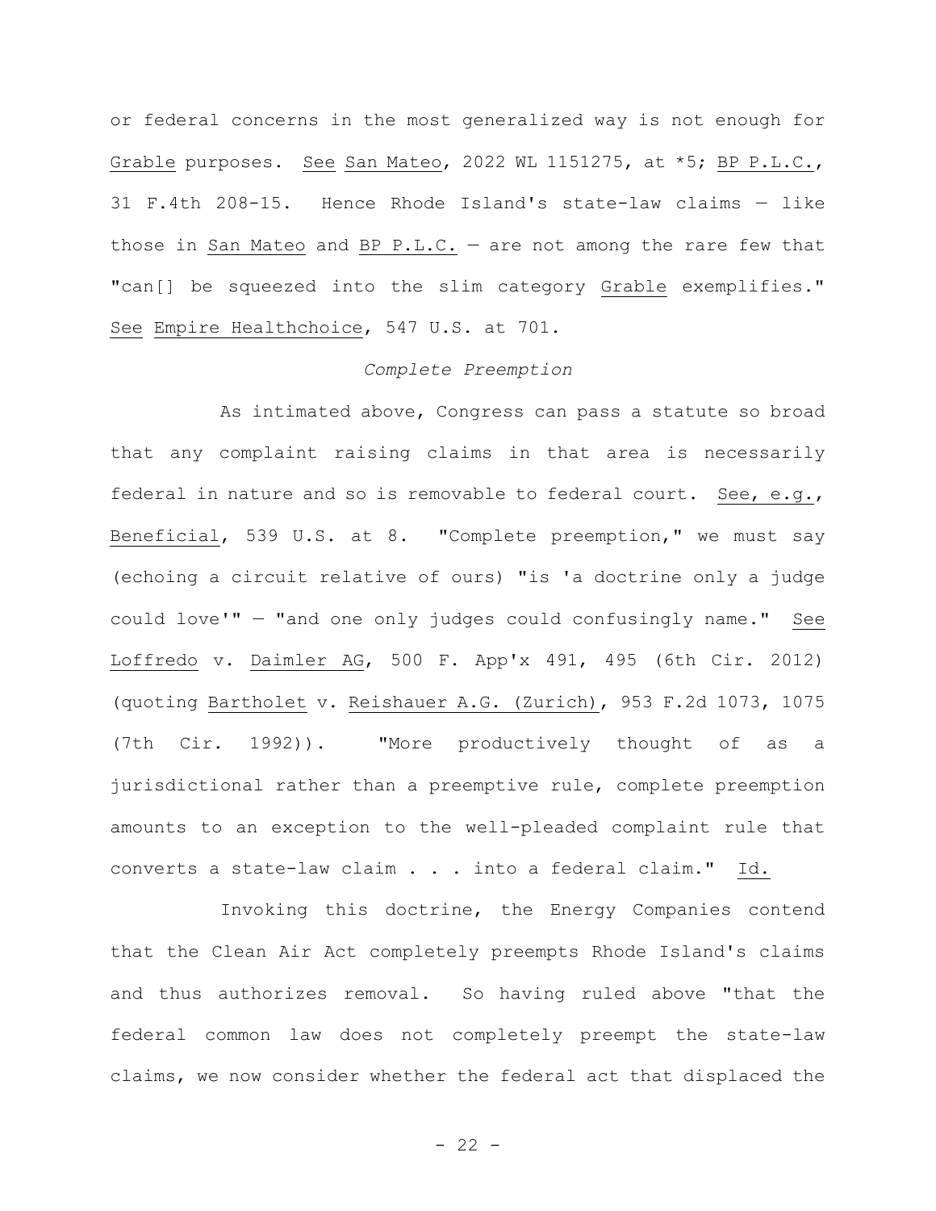or federal concerns in the most generalized way is not enough for Grable purposes. See San Mateo, 2022 WL 1151275, at *5; BP P.L.C., 31 F.4th 208-15. Hence Rhode Island's state-law claims — like those in San Mateo and BP P.L.C. — are not among the rare few that "can[] be squeezed into the slim category Grable exemplifies." See Empire Healthchoice, 547 U.S. at 701.

*Complete Preemption*

As intimated above, Congress can pass a statute so broad that any complaint raising claims in that area is necessarily federal in nature and so is removable to federal court. See, e.g., Beneficial, 539 U.S. at 8. "Complete preemption," we must say (echoing a circuit relative of ours) "is 'a doctrine only a judge could love'" — "and one only judges could confusingly name." See Loffredo v. Daimler AG, 500 F. App'x 491, 495 (6th Cir. 2012) (quoting Bartholet v. Reishauer A.G. (Zurich), 953 F.2d 1073, 1075 (7th Cir. 1992)). "More productively thought of as a jurisdictional rather than a preemptive rule, complete preemption amounts to an exception to the well-pleaded complaint rule that converts a state-law claim . . . into a federal claim." Id.

Invoking this doctrine, the Energy Companies contend that the Clean Air Act completely preempts Rhode Island's claims and thus authorizes removal. So having ruled above "that the federal common law does not completely preempt the state-law claims, we now consider whether the federal act that displaced the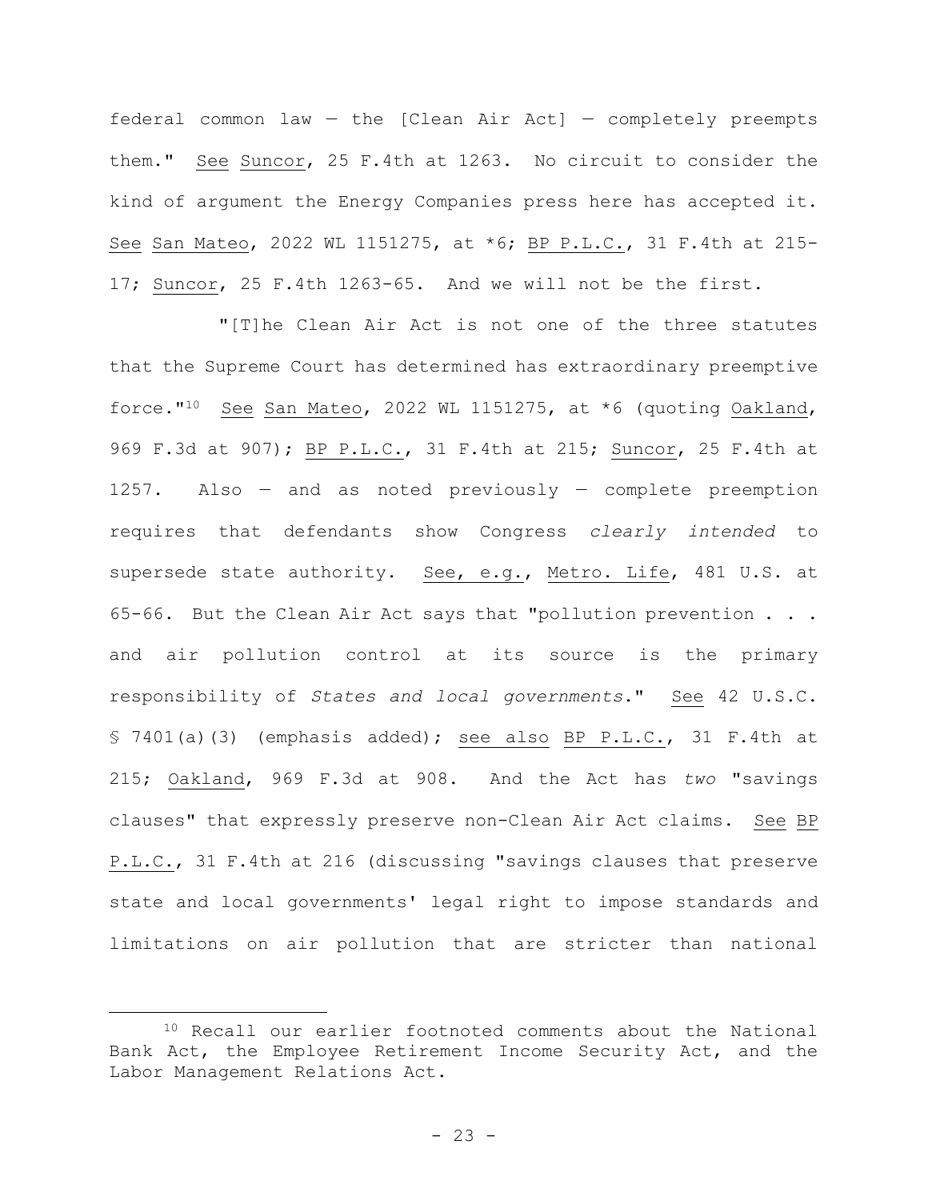federal common law — the [Clean Air Act] — completely preempts them." See Suncor, 25 F.4th at 1263. No circuit to consider the kind of argument the Energy Companies press here has accepted it. See San Mateo, 2022 WL 1151275, at *6; BP P.L.C., 31 F.4th at 215-17; Suncor, 25 F.4th 1263-65. And we will not be the first.

"[T]he Clean Air Act is not one of the three statutes that the Supreme Court has determined has extraordinary preemptive force."[10] See San Mateo, 2022 WL 1151275, at *6 (quoting Oakland, 969 F.3d at 907); BP P.L.C., 31 F.4th at 215; Suncor, 25 F.4th at 1257. Also — and as noted previously — complete preemption requires that defendants show Congress *clearly intended* to supersede state authority. See, e.g., Metro. Life, 481 U.S. at 65-66. But the Clean Air Act says that "pollution prevention . . . and air pollution control at its source is the primary responsibility of *States and local governments*." See 42 U.S.C. § 7401(a)(3) (emphasis added); see also BP P.L.C., 31 F.4th at 215; Oakland, 969 F.3d at 908. And the Act has *two* "savings clauses" that expressly preserve non-Clean Air Act claims. See BP P.L.C., 31 F.4th at 216 (discussing "savings clauses that preserve state and local governments' legal right to impose standards and limitations on air pollution that are stricter than national

---

[10] Recall our earlier footnoted comments about the National Bank Act, the Employee Retirement Income Security Act, and the Labor Management Relations Act.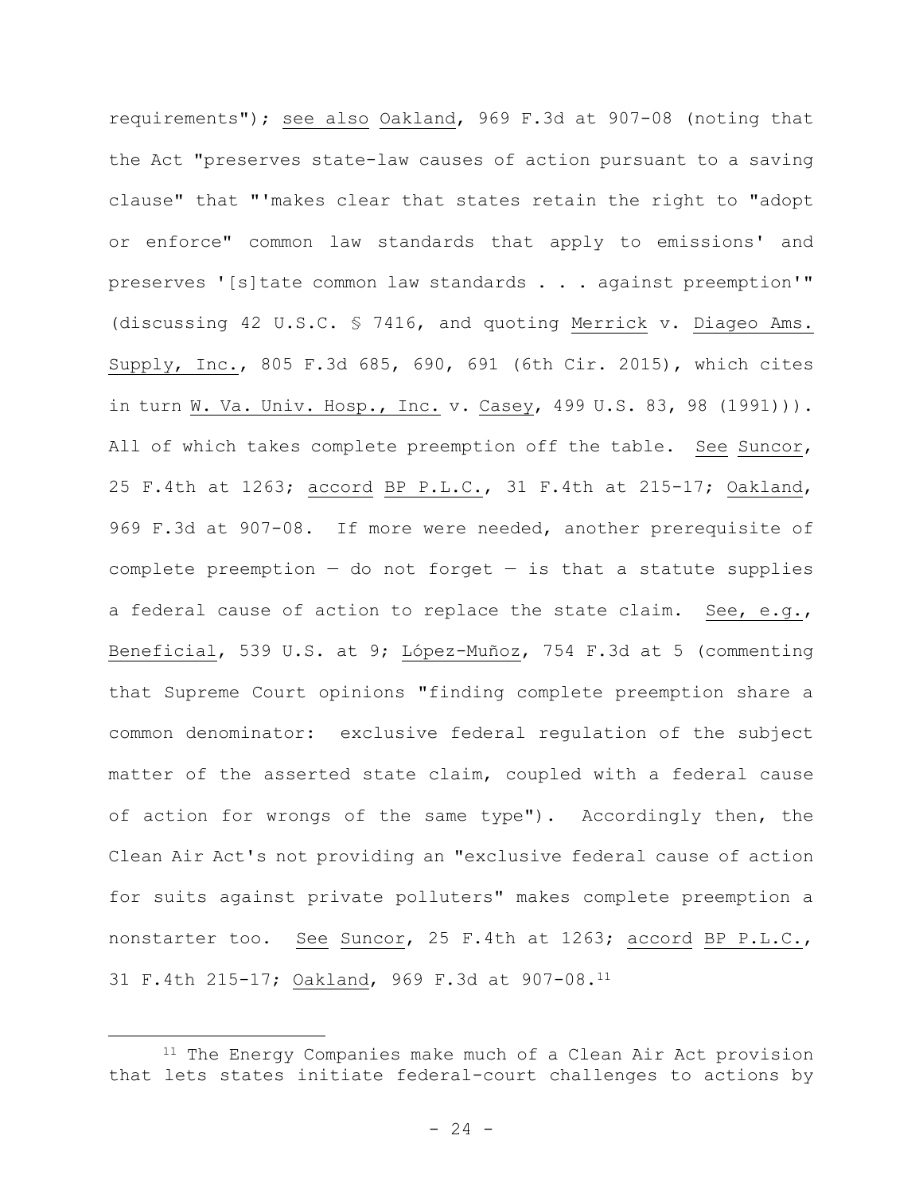requirements"); see also Oakland, 969 F.3d at 907-08 (noting that the Act "preserves state-law causes of action pursuant to a saving clause" that "'makes clear that states retain the right to "adopt or enforce" common law standards that apply to emissions' and preserves '[s]tate common law standards . . . against preemption'" (discussing 42 U.S.C. § 7416, and quoting Merrick v. Diageo Ams. Supply, Inc., 805 F.3d 685, 690, 691 (6th Cir. 2015), which cites in turn W. Va. Univ. Hosp., Inc. v. Casey, 499 U.S. 83, 98 (1991))). All of which takes complete preemption off the table. See Suncor, 25 F.4th at 1263; accord BP P.L.C., 31 F.4th at 215-17; Oakland, 969 F.3d at 907-08. If more were needed, another prerequisite of complete preemption — do not forget — is that a statute supplies a federal cause of action to replace the state claim. See, e.g., Beneficial, 539 U.S. at 9; López-Muñoz, 754 F.3d at 5 (commenting that Supreme Court opinions "finding complete preemption share a common denominator: exclusive federal regulation of the subject matter of the asserted state claim, coupled with a federal cause of action for wrongs of the same type"). Accordingly then, the Clean Air Act's not providing an "exclusive federal cause of action for suits against private polluters" makes complete preemption a nonstarter too. See Suncor, 25 F.4th at 1263; accord BP P.L.C., 31 F.4th 215-17; Oakland, 969 F.3d at 907-08.[11]

[11] The Energy Companies make much of a Clean Air Act provision that lets states initiate federal-court challenges to actions by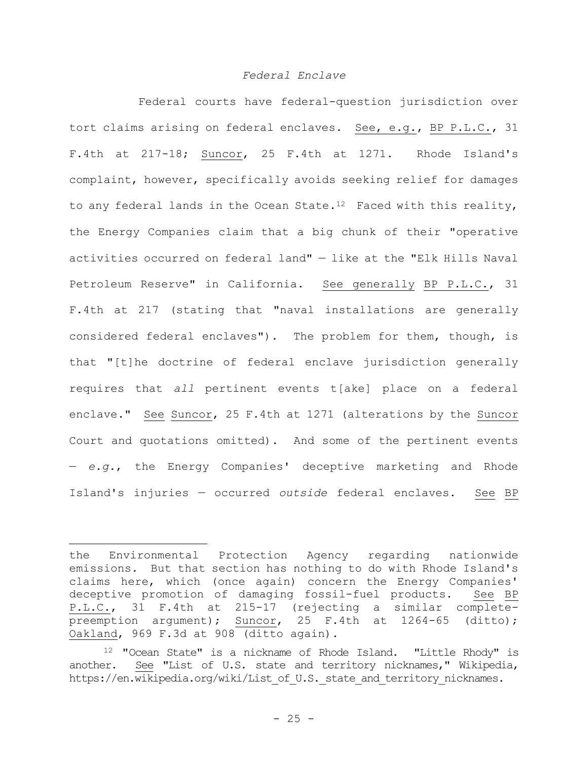*Federal Enclave*

Federal courts have federal-question jurisdiction over tort claims arising on federal enclaves. See, e.g., BP P.L.C., 31 F.4th at 217-18; Suncor, 25 F.4th at 1271. Rhode Island's complaint, however, specifically avoids seeking relief for damages to any federal lands in the Ocean State.[12] Faced with this reality, the Energy Companies claim that a big chunk of their "operative activities occurred on federal land" — like at the "Elk Hills Naval Petroleum Reserve" in California. See generally BP P.L.C., 31 F.4th at 217 (stating that "naval installations are generally considered federal enclaves"). The problem for them, though, is that "[t]he doctrine of federal enclave jurisdiction generally requires that *all* pertinent events t[ake] place on a federal enclave." See Suncor, 25 F.4th at 1271 (alterations by the Suncor Court and quotations omitted). And some of the pertinent events — *e.g.*, the Energy Companies' deceptive marketing and Rhode Island's injuries — occurred *outside* federal enclaves. See BP

---

the Environmental Protection Agency regarding nationwide emissions. But that section has nothing to do with Rhode Island's claims here, which (once again) concern the Energy Companies' deceptive promotion of damaging fossil-fuel products. See BP P.L.C., 31 F.4th at 215-17 (rejecting a similar complete-preemption argument); Suncor, 25 F.4th at 1264-65 (ditto); Oakland, 969 F.3d at 908 (ditto again).

[12] "Ocean State" is a nickname of Rhode Island. "Little Rhody" is another. See "List of U.S. state and territory nicknames," Wikipedia, https://en.wikipedia.org/wiki/List_of_U.S._state_and_territory_nicknames.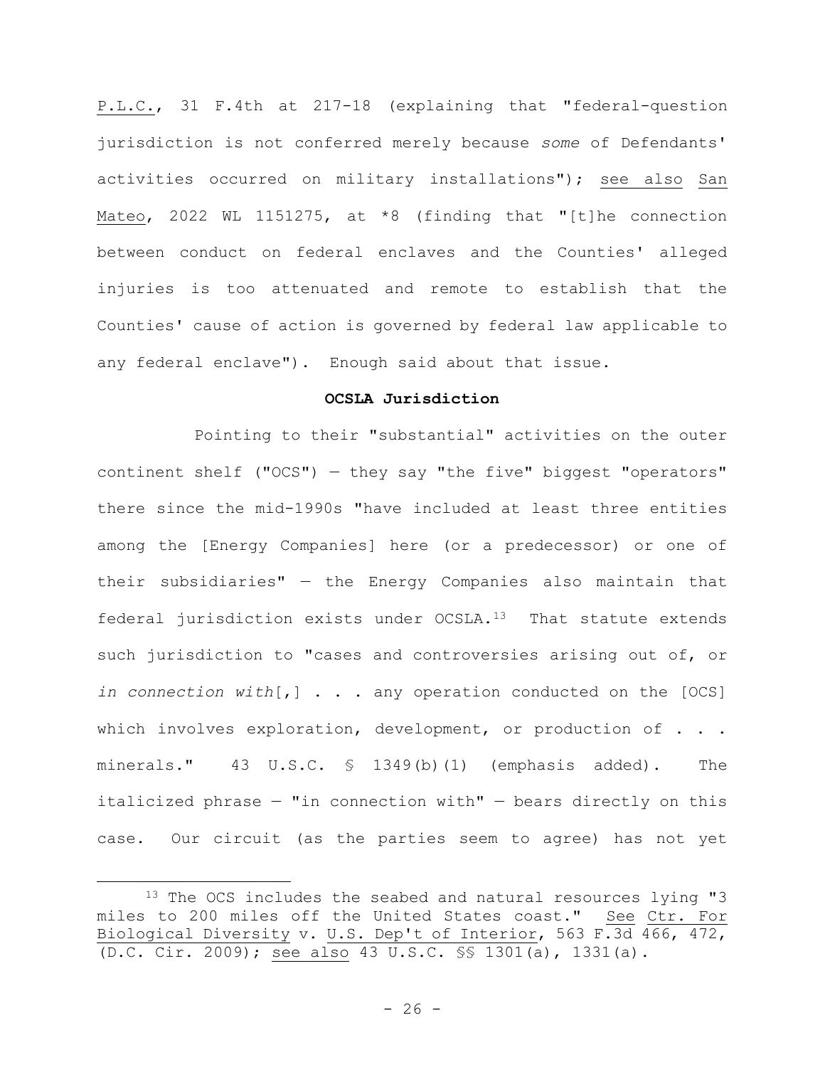P.L.C., 31 F.4th at 217-18 (explaining that "federal-question jurisdiction is not conferred merely because *some* of Defendants' activities occurred on military installations"); see also San Mateo, 2022 WL 1151275, at *8 (finding that "[t]he connection between conduct on federal enclaves and the Counties' alleged injuries is too attenuated and remote to establish that the Counties' cause of action is governed by federal law applicable to any federal enclave"). Enough said about that issue.

**OCSLA Jurisdiction**

Pointing to their "substantial" activities on the outer continent shelf ("OCS") — they say "the five" biggest "operators" there since the mid-1990s "have included at least three entities among the [Energy Companies] here (or a predecessor) or one of their subsidiaries" — the Energy Companies also maintain that federal jurisdiction exists under OCSLA.[13] That statute extends such jurisdiction to "cases and controversies arising out of, or *in connection with*[,] . . . any operation conducted on the [OCS] which involves exploration, development, or production of . . . minerals." 43 U.S.C. § 1349(b)(1) (emphasis added). The italicized phrase — "in connection with" — bears directly on this case. Our circuit (as the parties seem to agree) has not yet

[13] The OCS includes the seabed and natural resources lying "3 miles to 200 miles off the United States coast." See Ctr. For Biological Diversity v. U.S. Dep't of Interior, 563 F.3d 466, 472, (D.C. Cir. 2009); see also 43 U.S.C. §§ 1301(a), 1331(a).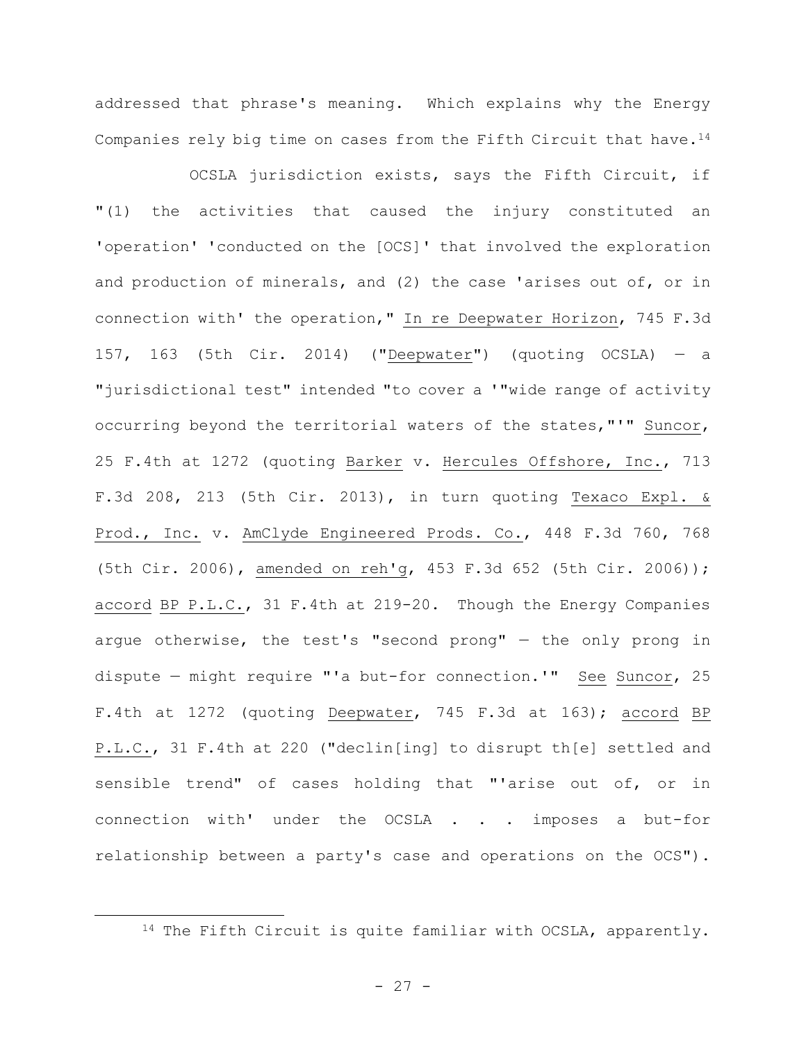addressed that phrase's meaning. Which explains why the Energy Companies rely big time on cases from the Fifth Circuit that have.[14]

OCSLA jurisdiction exists, says the Fifth Circuit, if "(1) the activities that caused the injury constituted an 'operation' 'conducted on the [OCS]' that involved the exploration and production of minerals, and (2) the case 'arises out of, or in connection with' the operation," In re Deepwater Horizon, 745 F.3d 157, 163 (5th Cir. 2014) ("Deepwater") (quoting OCSLA) — a "jurisdictional test" intended "to cover a '"wide range of activity occurring beyond the territorial waters of the states,"'" Suncor, 25 F.4th at 1272 (quoting Barker v. Hercules Offshore, Inc., 713 F.3d 208, 213 (5th Cir. 2013), in turn quoting Texaco Expl. & Prod., Inc. v. AmClyde Engineered Prods. Co., 448 F.3d 760, 768 (5th Cir. 2006), amended on reh'g, 453 F.3d 652 (5th Cir. 2006)); accord BP P.L.C., 31 F.4th at 219-20. Though the Energy Companies argue otherwise, the test's "second prong" — the only prong in dispute — might require "'a but-for connection.'" See Suncor, 25 F.4th at 1272 (quoting Deepwater, 745 F.3d at 163); accord BP P.L.C., 31 F.4th at 220 ("declin[ing] to disrupt th[e] settled and sensible trend" of cases holding that "'arise out of, or in connection with' under the OCSLA . . . imposes a but-for relationship between a party's case and operations on the OCS").

[14] The Fifth Circuit is quite familiar with OCSLA, apparently.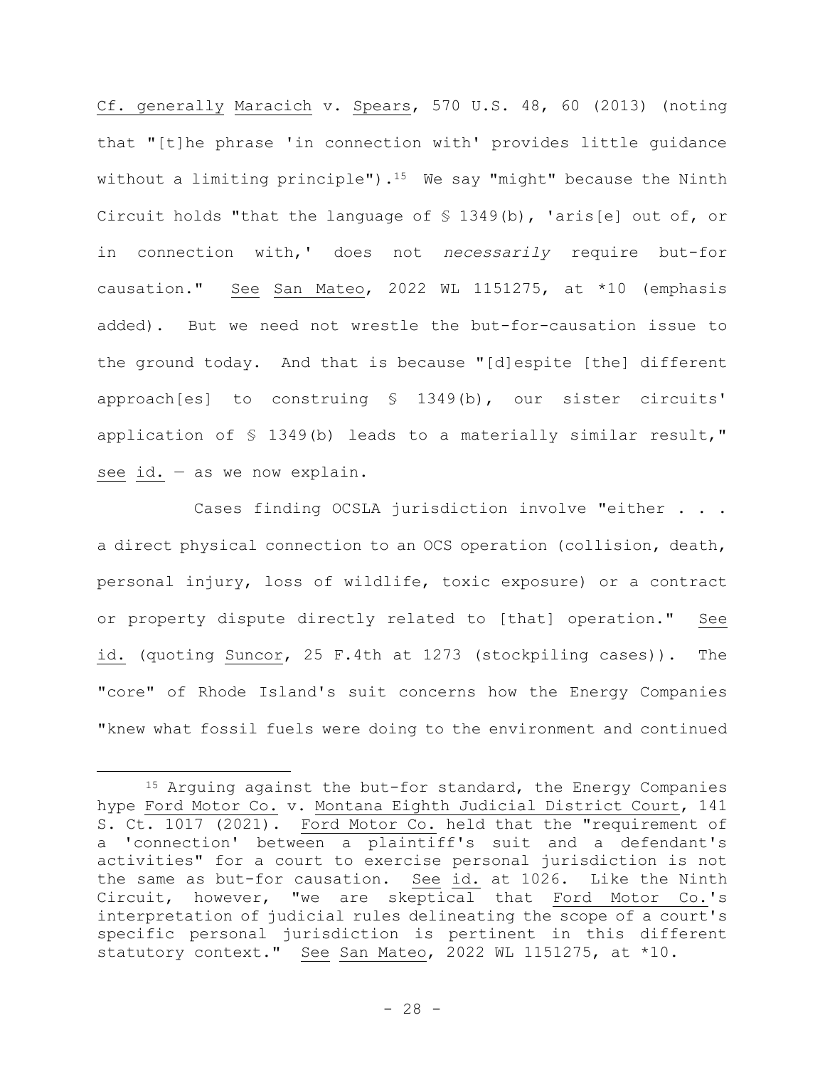Cf. generally Maracich v. Spears, 570 U.S. 48, 60 (2013) (noting that "[t]he phrase 'in connection with' provides little guidance without a limiting principle").[15] We say "might" because the Ninth Circuit holds "that the language of § 1349(b), 'aris[e] out of, or in connection with,' does not *necessarily* require but-for causation." See San Mateo, 2022 WL 1151275, at *10 (emphasis added). But we need not wrestle the but-for-causation issue to the ground today. And that is because "[d]espite [the] different approach[es] to construing § 1349(b), our sister circuits' application of § 1349(b) leads to a materially similar result," see id. — as we now explain.

Cases finding OCSLA jurisdiction involve "either . . . a direct physical connection to an OCS operation (collision, death, personal injury, loss of wildlife, toxic exposure) or a contract or property dispute directly related to [that] operation." See id. (quoting Suncor, 25 F.4th at 1273 (stockpiling cases)). The "core" of Rhode Island's suit concerns how the Energy Companies "knew what fossil fuels were doing to the environment and continued

[15] Arguing against the but-for standard, the Energy Companies hype Ford Motor Co. v. Montana Eighth Judicial District Court, 141 S. Ct. 1017 (2021). Ford Motor Co. held that the "requirement of a 'connection' between a plaintiff's suit and a defendant's activities" for a court to exercise personal jurisdiction is not the same as but-for causation. See id. at 1026. Like the Ninth Circuit, however, "we are skeptical that Ford Motor Co.'s interpretation of judicial rules delineating the scope of a court's specific personal jurisdiction is pertinent in this different statutory context." See San Mateo, 2022 WL 1151275, at *10.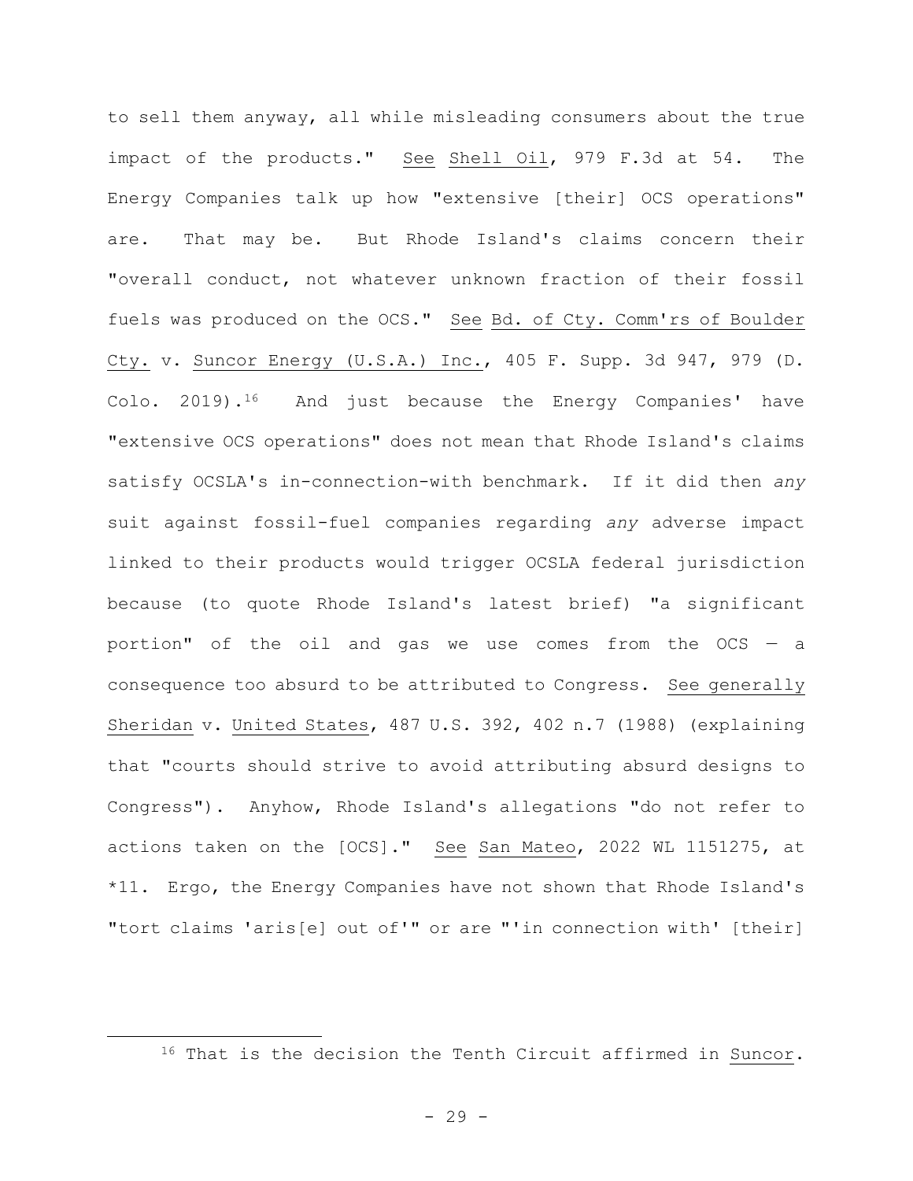to sell them anyway, all while misleading consumers about the true impact of the products." See Shell Oil, 979 F.3d at 54. The Energy Companies talk up how "extensive [their] OCS operations" are. That may be. But Rhode Island's claims concern their "overall conduct, not whatever unknown fraction of their fossil fuels was produced on the OCS." See Bd. of Cty. Comm'rs of Boulder Cty. v. Suncor Energy (U.S.A.) Inc., 405 F. Supp. 3d 947, 979 (D. Colo. 2019).[16] And just because the Energy Companies' have "extensive OCS operations" does not mean that Rhode Island's claims satisfy OCSLA's in-connection-with benchmark. If it did then *any* suit against fossil-fuel companies regarding *any* adverse impact linked to their products would trigger OCSLA federal jurisdiction because (to quote Rhode Island's latest brief) "a significant portion" of the oil and gas we use comes from the OCS — a consequence too absurd to be attributed to Congress. See generally Sheridan v. United States, 487 U.S. 392, 402 n.7 (1988) (explaining that "courts should strive to avoid attributing absurd designs to Congress"). Anyhow, Rhode Island's allegations "do not refer to actions taken on the [OCS]." See San Mateo, 2022 WL 1151275, at *11. Ergo, the Energy Companies have not shown that Rhode Island's "tort claims 'aris[e] out of'" or are "'in connection with' [their]

---

[16] That is the decision the Tenth Circuit affirmed in Suncor.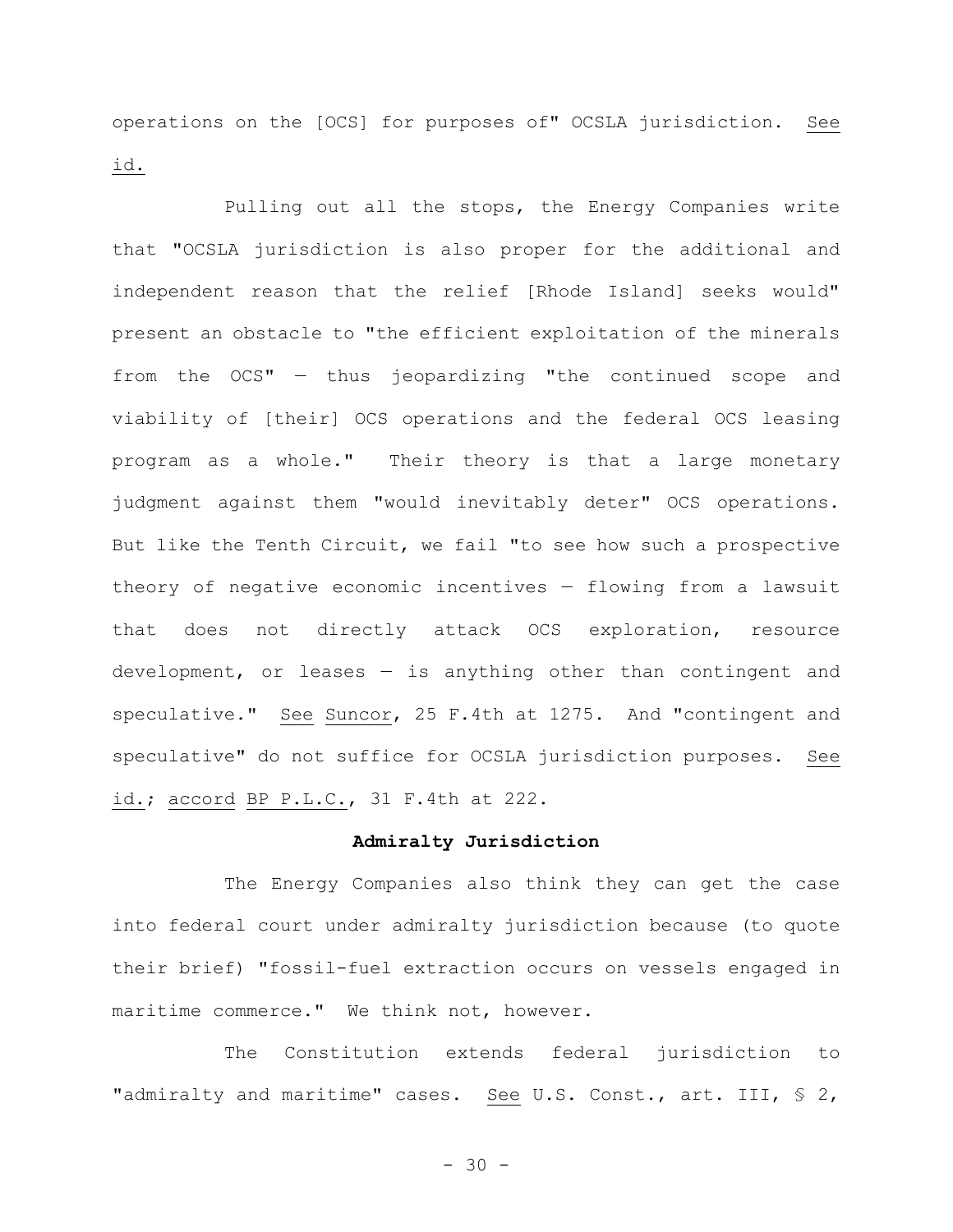operations on the [OCS] for purposes of" OCSLA jurisdiction. See id.

Pulling out all the stops, the Energy Companies write that "OCSLA jurisdiction is also proper for the additional and independent reason that the relief [Rhode Island] seeks would" present an obstacle to "the efficient exploitation of the minerals from the OCS" — thus jeopardizing "the continued scope and viability of [their] OCS operations and the federal OCS leasing program as a whole." Their theory is that a large monetary judgment against them "would inevitably deter" OCS operations. But like the Tenth Circuit, we fail "to see how such a prospective theory of negative economic incentives — flowing from a lawsuit that does not directly attack OCS exploration, resource development, or leases — is anything other than contingent and speculative." See Suncor, 25 F.4th at 1275. And "contingent and speculative" do not suffice for OCSLA jurisdiction purposes. See id.; accord BP P.L.C., 31 F.4th at 222.

**Admiralty Jurisdiction**

The Energy Companies also think they can get the case into federal court under admiralty jurisdiction because (to quote their brief) "fossil-fuel extraction occurs on vessels engaged in maritime commerce." We think not, however.

The Constitution extends federal jurisdiction to "admiralty and maritime" cases. See U.S. Const., art. III, § 2,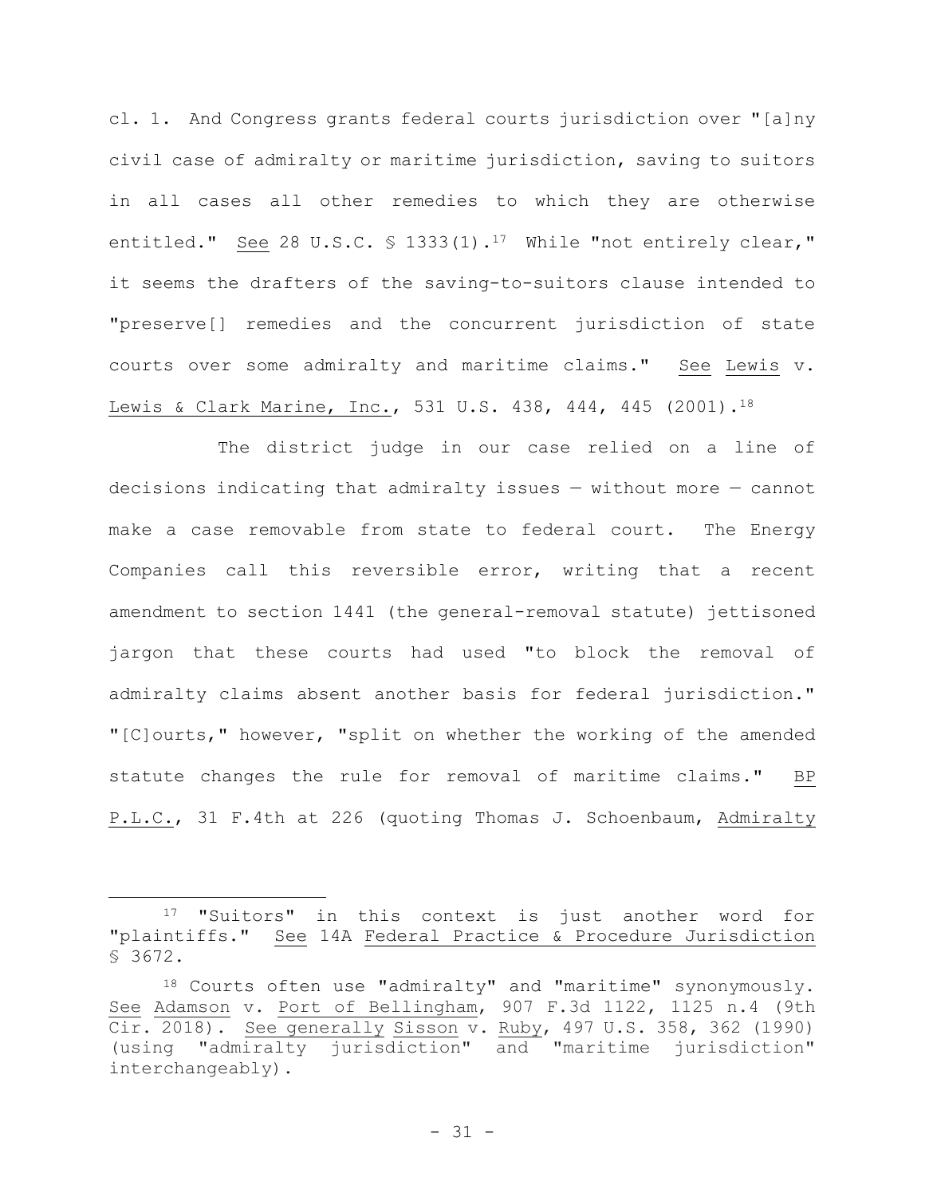cl. 1. And Congress grants federal courts jurisdiction over "[a]ny civil case of admiralty or maritime jurisdiction, saving to suitors in all cases all other remedies to which they are otherwise entitled." See 28 U.S.C. § 1333(1).[17] While "not entirely clear," it seems the drafters of the saving-to-suitors clause intended to "preserve[] remedies and the concurrent jurisdiction of state courts over some admiralty and maritime claims." See Lewis v. Lewis & Clark Marine, Inc., 531 U.S. 438, 444, 445 (2001).[18]

The district judge in our case relied on a line of decisions indicating that admiralty issues — without more — cannot make a case removable from state to federal court. The Energy Companies call this reversible error, writing that a recent amendment to section 1441 (the general-removal statute) jettisoned jargon that these courts had used "to block the removal of admiralty claims absent another basis for federal jurisdiction." "[C]ourts," however, "split on whether the working of the amended statute changes the rule for removal of maritime claims." BP P.L.C., 31 F.4th at 226 (quoting Thomas J. Schoenbaum, Admiralty

---

[17] "Suitors" in this context is just another word for "plaintiffs." See 14A Federal Practice & Procedure Jurisdiction § 3672.

[18] Courts often use "admiralty" and "maritime" synonymously. See Adamson v. Port of Bellingham, 907 F.3d 1122, 1125 n.4 (9th Cir. 2018). See generally Sisson v. Ruby, 497 U.S. 358, 362 (1990) (using "admiralty jurisdiction" and "maritime jurisdiction" interchangeably).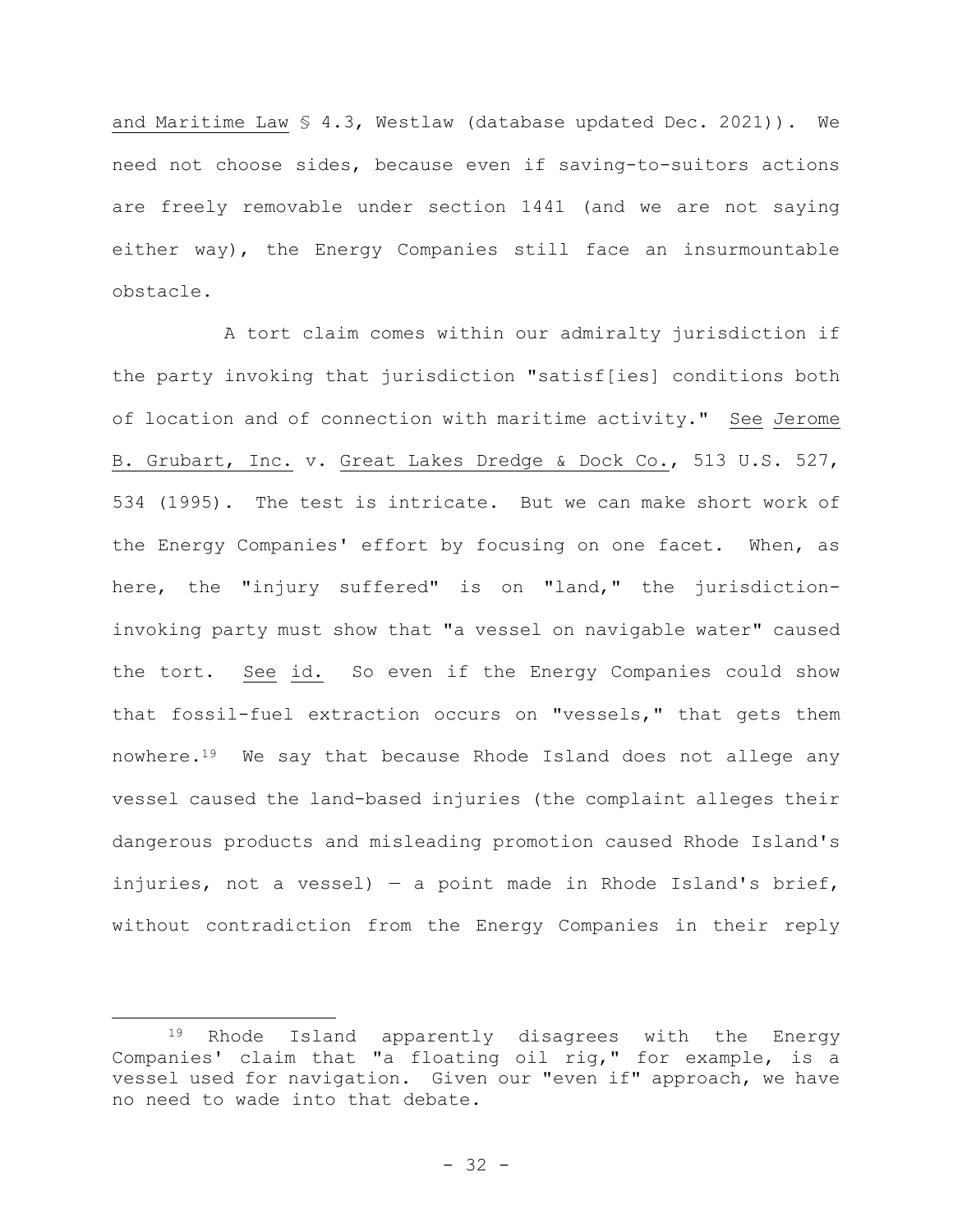and Maritime Law § 4.3, Westlaw (database updated Dec. 2021)). We need not choose sides, because even if saving-to-suitors actions are freely removable under section 1441 (and we are not saying either way), the Energy Companies still face an insurmountable obstacle.

A tort claim comes within our admiralty jurisdiction if the party invoking that jurisdiction "satisf[ies] conditions both of location and of connection with maritime activity." See Jerome B. Grubart, Inc. v. Great Lakes Dredge & Dock Co., 513 U.S. 527, 534 (1995). The test is intricate. But we can make short work of the Energy Companies' effort by focusing on one facet. When, as here, the "injury suffered" is on "land," the jurisdiction-invoking party must show that "a vessel on navigable water" caused the tort. See id. So even if the Energy Companies could show that fossil-fuel extraction occurs on "vessels," that gets them nowhere.[19] We say that because Rhode Island does not allege any vessel caused the land-based injuries (the complaint alleges their dangerous products and misleading promotion caused Rhode Island's injuries, not a vessel) — a point made in Rhode Island's brief, without contradiction from the Energy Companies in their reply

---

[19] Rhode Island apparently disagrees with the Energy Companies' claim that "a floating oil rig," for example, is a vessel used for navigation. Given our "even if" approach, we have no need to wade into that debate.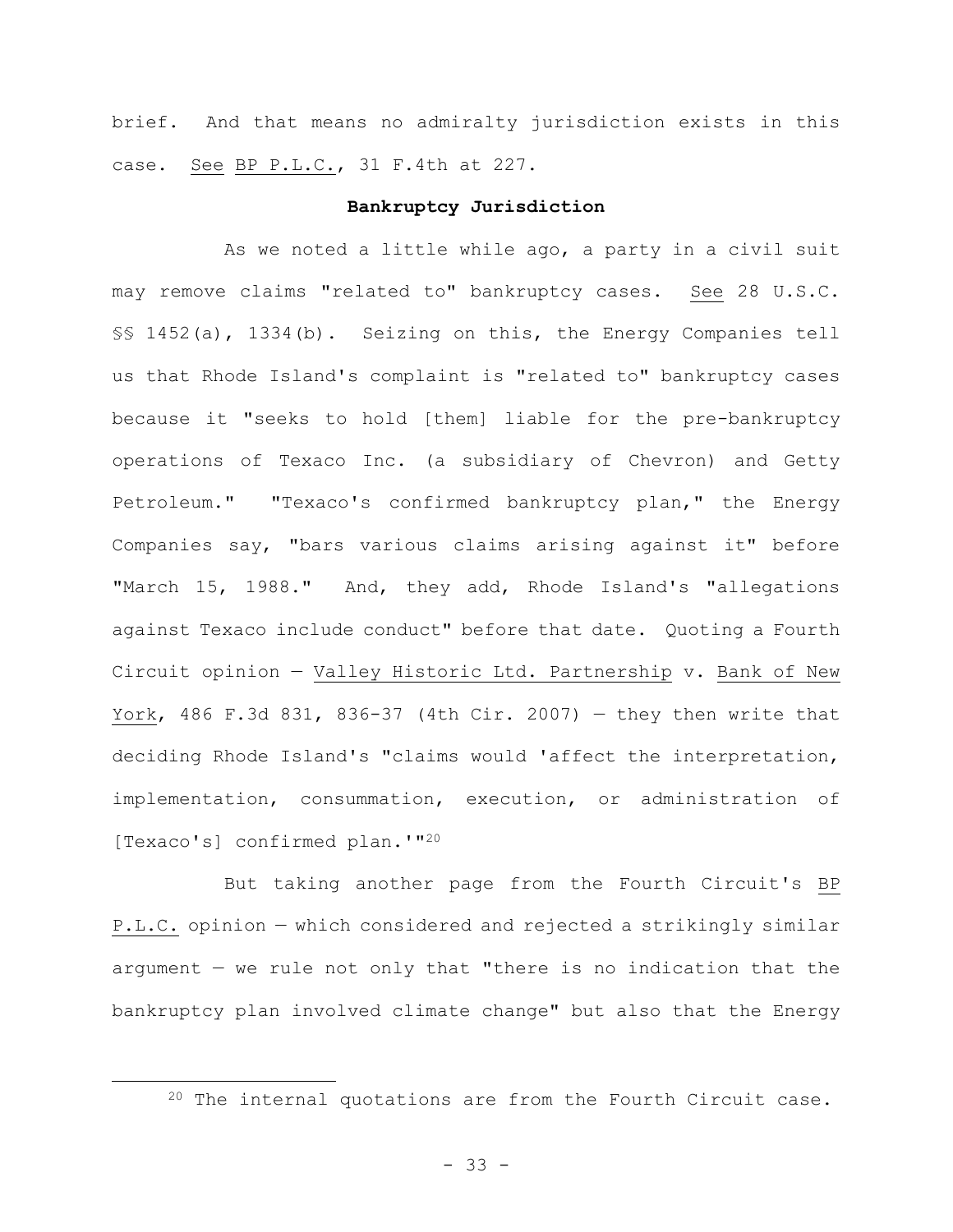brief. And that means no admiralty jurisdiction exists in this case. See BP P.L.C., 31 F.4th at 227.

**Bankruptcy Jurisdiction**

As we noted a little while ago, a party in a civil suit may remove claims "related to" bankruptcy cases. See 28 U.S.C. §§ 1452(a), 1334(b). Seizing on this, the Energy Companies tell us that Rhode Island's complaint is "related to" bankruptcy cases because it "seeks to hold [them] liable for the pre-bankruptcy operations of Texaco Inc. (a subsidiary of Chevron) and Getty Petroleum." "Texaco's confirmed bankruptcy plan," the Energy Companies say, "bars various claims arising against it" before "March 15, 1988." And, they add, Rhode Island's "allegations against Texaco include conduct" before that date. Quoting a Fourth Circuit opinion — Valley Historic Ltd. Partnership v. Bank of New York, 486 F.3d 831, 836-37 (4th Cir. 2007) — they then write that deciding Rhode Island's "claims would 'affect the interpretation, implementation, consummation, execution, or administration of [Texaco's] confirmed plan.'"[20]

But taking another page from the Fourth Circuit's BP P.L.C. opinion — which considered and rejected a strikingly similar argument — we rule not only that "there is no indication that the bankruptcy plan involved climate change" but also that the Energy

[20] The internal quotations are from the Fourth Circuit case.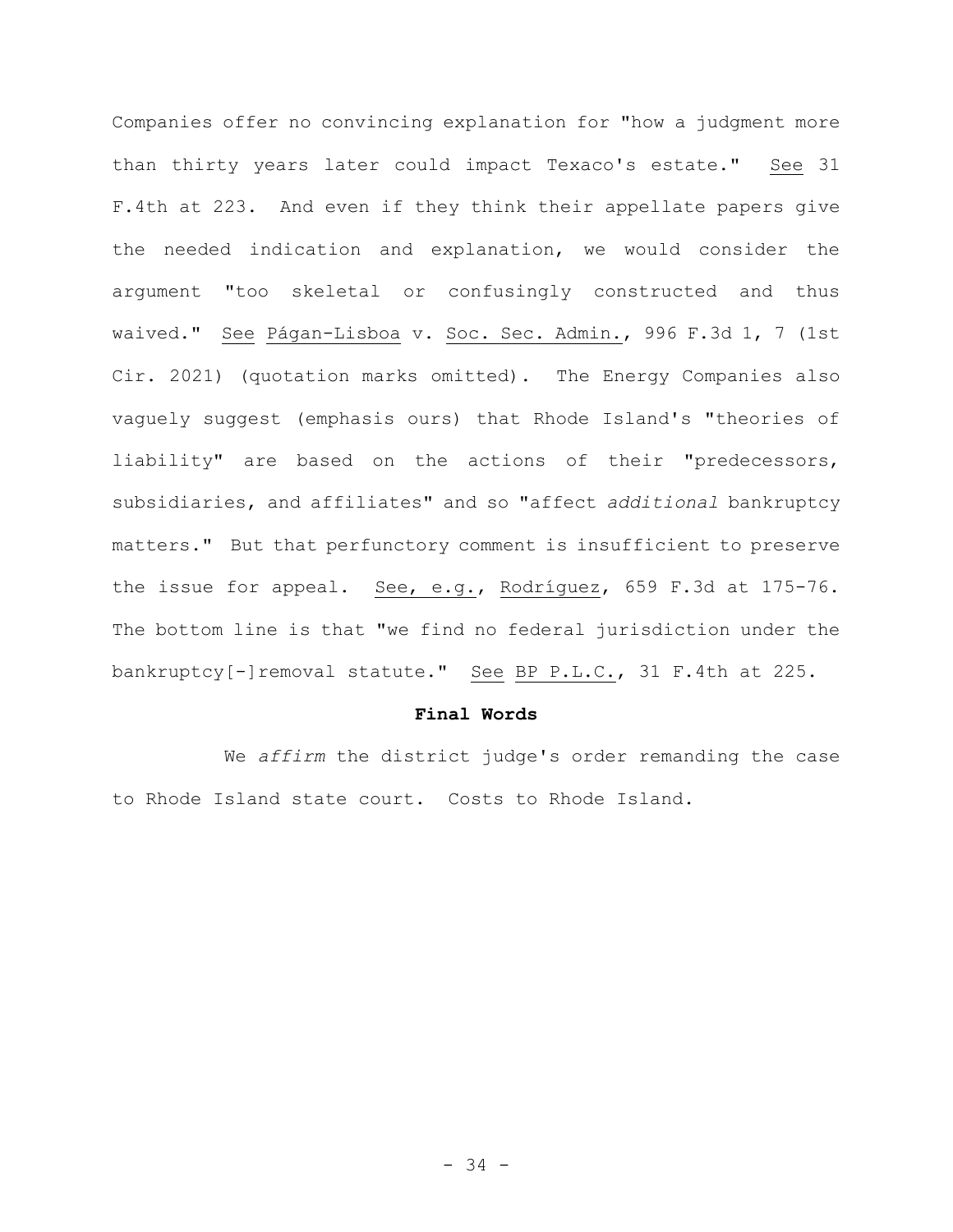Companies offer no convincing explanation for "how a judgment more than thirty years later could impact Texaco's estate." See 31 F.4th at 223. And even if they think their appellate papers give the needed indication and explanation, we would consider the argument "too skeletal or confusingly constructed and thus waived." See Págan-Lisboa v. Soc. Sec. Admin., 996 F.3d 1, 7 (1st Cir. 2021) (quotation marks omitted). The Energy Companies also vaguely suggest (emphasis ours) that Rhode Island's "theories of liability" are based on the actions of their "predecessors, subsidiaries, and affiliates" and so "affect *additional* bankruptcy matters." But that perfunctory comment is insufficient to preserve the issue for appeal. See, e.g., Rodríguez, 659 F.3d at 175-76. The bottom line is that "we find no federal jurisdiction under the bankruptcy[-]removal statute." See BP P.L.C., 31 F.4th at 225.

**Final Words**

We *affirm* the district judge's order remanding the case to Rhode Island state court. Costs to Rhode Island.